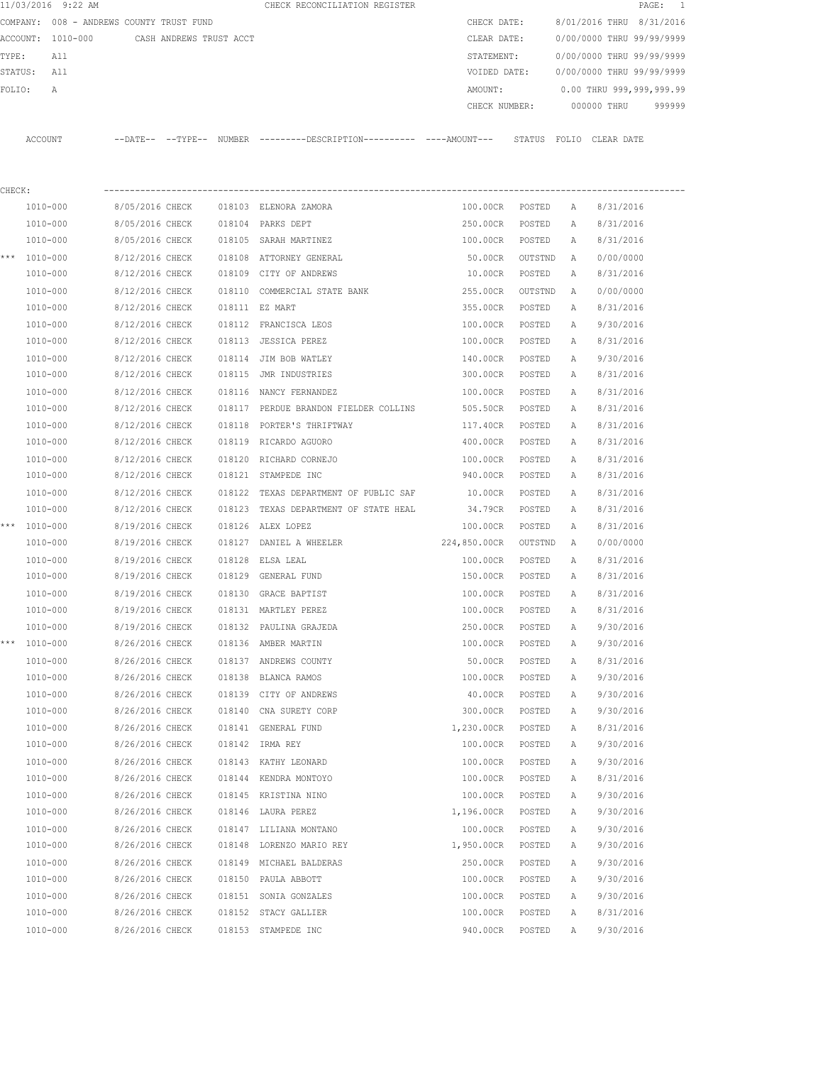11/03/2016 9:22 AM CHECK RECONCILIATION REGISTER

COMPANY: 008 - ANDREWS COUNTY TRUST FUND

ACCOUNT: 1010-000 CASH ANDREWS TRUST ACCT

TYPE: All

STATUS: All

FOLIO: A

CHECK DATE: 8/01/2016 THRU 8/31/2016

CLEAR DATE: 0/00/0000 THRU 99/99/9999

STATEMENT: 0/00/0000 THRU 99/99/9999

VOIDED DATE: 0/00/0000 THRU 99/99/9999

AMOUNT: 0.00 THRU 999,999,999.99

CHECK NUMBER: 000000 THRU 999999

CHECK:

| | ACCOUNT | --DATE-- | --TYPE-- | NUMBER | ---------DESCRIPTION---------- | ----AMOUNT--- | STATUS | FOLIO | CLEAR DATE |
|---|---|---|---|---|---|---|---|---|---|
| | 1010-000 | 8/05/2016 | CHECK | 018103 | ELENORA ZAMORA | 100.00CR | POSTED | A | 8/31/2016 |
| | 1010-000 | 8/05/2016 | CHECK | 018104 | PARKS DEPT | 250.00CR | POSTED | A | 8/31/2016 |
| | 1010-000 | 8/05/2016 | CHECK | 018105 | SARAH MARTINEZ | 100.00CR | POSTED | A | 8/31/2016 |
| *** | 1010-000 | 8/12/2016 | CHECK | 018108 | ATTORNEY GENERAL | 50.00CR | OUTSTND | A | 0/00/0000 |
| | 1010-000 | 8/12/2016 | CHECK | 018109 | CITY OF ANDREWS | 10.00CR | POSTED | A | 8/31/2016 |
| | 1010-000 | 8/12/2016 | CHECK | 018110 | COMMERCIAL STATE BANK | 255.00CR | OUTSTND | A | 0/00/0000 |
| | 1010-000 | 8/12/2016 | CHECK | 018111 | EZ MART | 355.00CR | POSTED | A | 8/31/2016 |
| | 1010-000 | 8/12/2016 | CHECK | 018112 | FRANCISCA LEOS | 100.00CR | POSTED | A | 9/30/2016 |
| | 1010-000 | 8/12/2016 | CHECK | 018113 | JESSICA PEREZ | 100.00CR | POSTED | A | 8/31/2016 |
| | 1010-000 | 8/12/2016 | CHECK | 018114 | JIM BOB WATLEY | 140.00CR | POSTED | A | 9/30/2016 |
| | 1010-000 | 8/12/2016 | CHECK | 018115 | JMR INDUSTRIES | 300.00CR | POSTED | A | 8/31/2016 |
| | 1010-000 | 8/12/2016 | CHECK | 018116 | NANCY FERNANDEZ | 100.00CR | POSTED | A | 8/31/2016 |
| | 1010-000 | 8/12/2016 | CHECK | 018117 | PERDUE BRANDON FIELDER COLLINS | 505.50CR | POSTED | A | 8/31/2016 |
| | 1010-000 | 8/12/2016 | CHECK | 018118 | PORTER'S THRIFTWAY | 117.40CR | POSTED | A | 8/31/2016 |
| | 1010-000 | 8/12/2016 | CHECK | 018119 | RICARDO AGUORO | 400.00CR | POSTED | A | 8/31/2016 |
| | 1010-000 | 8/12/2016 | CHECK | 018120 | RICHARD CORNEJO | 100.00CR | POSTED | A | 8/31/2016 |
| | 1010-000 | 8/12/2016 | CHECK | 018121 | STAMPEDE INC | 940.00CR | POSTED | A | 8/31/2016 |
| | 1010-000 | 8/12/2016 | CHECK | 018122 | TEXAS DEPARTMENT OF PUBLIC SAF | 10.00CR | POSTED | A | 8/31/2016 |
| | 1010-000 | 8/12/2016 | CHECK | 018123 | TEXAS DEPARTMENT OF STATE HEAL | 34.79CR | POSTED | A | 8/31/2016 |
| *** | 1010-000 | 8/19/2016 | CHECK | 018126 | ALEX LOPEZ | 100.00CR | POSTED | A | 8/31/2016 |
| | 1010-000 | 8/19/2016 | CHECK | 018127 | DANIEL A WHEELER | 224,850.00CR | OUTSTND | A | 0/00/0000 |
| | 1010-000 | 8/19/2016 | CHECK | 018128 | ELSA LEAL | 100.00CR | POSTED | A | 8/31/2016 |
| | 1010-000 | 8/19/2016 | CHECK | 018129 | GENERAL FUND | 150.00CR | POSTED | A | 8/31/2016 |
| | 1010-000 | 8/19/2016 | CHECK | 018130 | GRACE BAPTIST | 100.00CR | POSTED | A | 8/31/2016 |
| | 1010-000 | 8/19/2016 | CHECK | 018131 | MARTLEY PEREZ | 100.00CR | POSTED | A | 8/31/2016 |
| | 1010-000 | 8/19/2016 | CHECK | 018132 | PAULINA GRAJEDA | 250.00CR | POSTED | A | 9/30/2016 |
| *** | 1010-000 | 8/26/2016 | CHECK | 018136 | AMBER MARTIN | 100.00CR | POSTED | A | 9/30/2016 |
| | 1010-000 | 8/26/2016 | CHECK | 018137 | ANDREWS COUNTY | 50.00CR | POSTED | A | 8/31/2016 |
| | 1010-000 | 8/26/2016 | CHECK | 018138 | BLANCA RAMOS | 100.00CR | POSTED | A | 9/30/2016 |
| | 1010-000 | 8/26/2016 | CHECK | 018139 | CITY OF ANDREWS | 40.00CR | POSTED | A | 9/30/2016 |
| | 1010-000 | 8/26/2016 | CHECK | 018140 | CNA SURETY CORP | 300.00CR | POSTED | A | 9/30/2016 |
| | 1010-000 | 8/26/2016 | CHECK | 018141 | GENERAL FUND | 1,230.00CR | POSTED | A | 8/31/2016 |
| | 1010-000 | 8/26/2016 | CHECK | 018142 | IRMA REY | 100.00CR | POSTED | A | 9/30/2016 |
| | 1010-000 | 8/26/2016 | CHECK | 018143 | KATHY LEONARD | 100.00CR | POSTED | A | 9/30/2016 |
| | 1010-000 | 8/26/2016 | CHECK | 018144 | KENDRA MONTOYO | 100.00CR | POSTED | A | 8/31/2016 |
| | 1010-000 | 8/26/2016 | CHECK | 018145 | KRISTINA NINO | 100.00CR | POSTED | A | 9/30/2016 |
| | 1010-000 | 8/26/2016 | CHECK | 018146 | LAURA PEREZ | 1,196.00CR | POSTED | A | 9/30/2016 |
| | 1010-000 | 8/26/2016 | CHECK | 018147 | LILIANA MONTANO | 100.00CR | POSTED | A | 9/30/2016 |
| | 1010-000 | 8/26/2016 | CHECK | 018148 | LORENZO MARIO REY | 1,950.00CR | POSTED | A | 9/30/2016 |
| | 1010-000 | 8/26/2016 | CHECK | 018149 | MICHAEL BALDERAS | 250.00CR | POSTED | A | 9/30/2016 |
| | 1010-000 | 8/26/2016 | CHECK | 018150 | PAULA ABBOTT | 100.00CR | POSTED | A | 9/30/2016 |
| | 1010-000 | 8/26/2016 | CHECK | 018151 | SONIA GONZALES | 100.00CR | POSTED | A | 9/30/2016 |
| | 1010-000 | 8/26/2016 | CHECK | 018152 | STACY GALLIER | 100.00CR | POSTED | A | 8/31/2016 |
| | 1010-000 | 8/26/2016 | CHECK | 018153 | STAMPEDE INC | 940.00CR | POSTED | A | 9/30/2016 |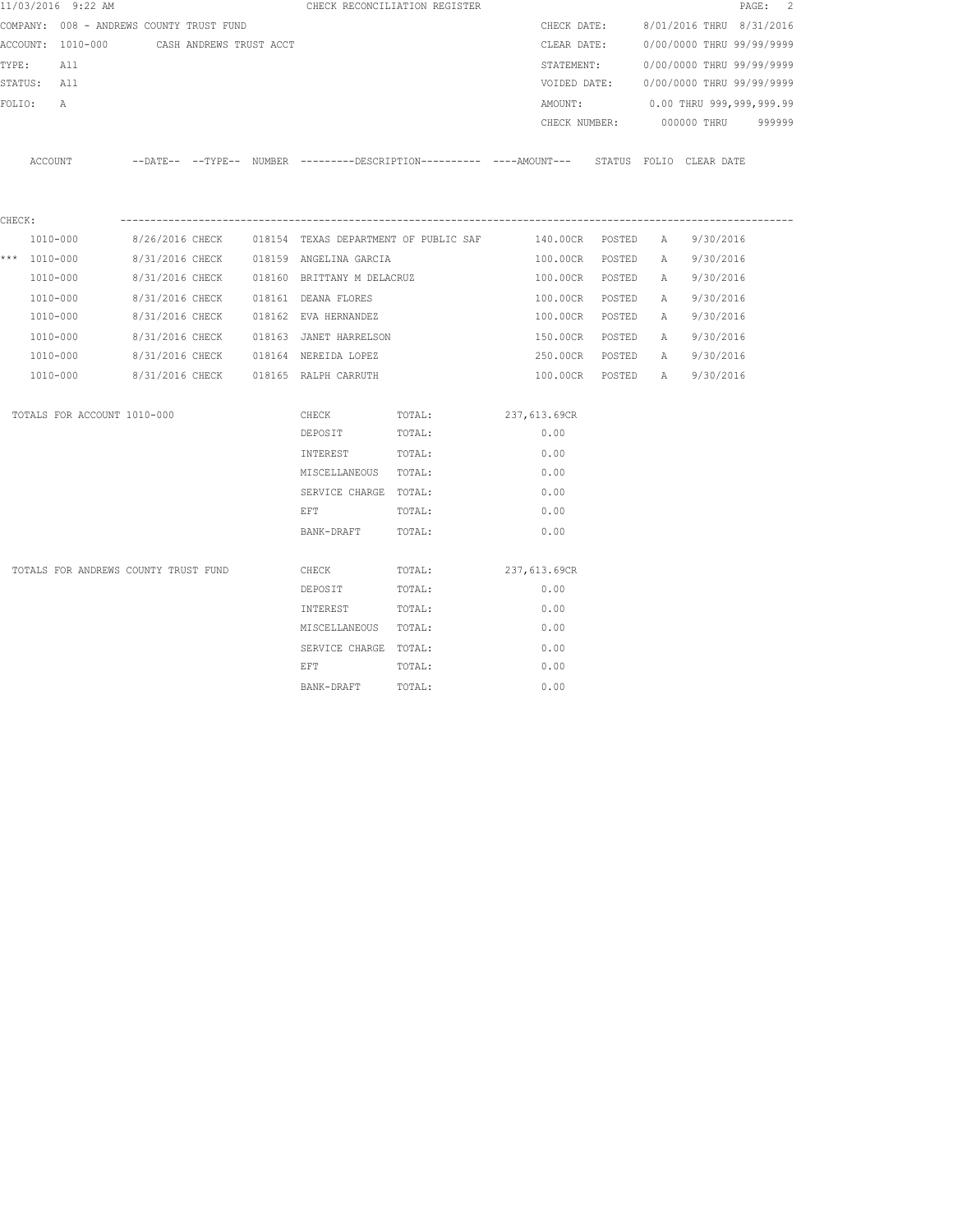11/03/2016 9:22 AM CHECK RECONCILIATION REGISTER

COMPANY: 008 - ANDREWS COUNTY TRUST FUND

ACCOUNT: 1010-000 CASH ANDREWS TRUST ACCT

TYPE: All

STATUS: All

FOLIO: A

CHECK DATE: 8/01/2016 THRU 8/31/2016

CLEAR DATE: 0/00/0000 THRU 99/99/9999

STATEMENT: 0/00/0000 THRU 99/99/9999

VOIDED DATE: 0/00/0000 THRU 99/99/9999

AMOUNT: 0.00 THRU 999,999,999.99

CHECK NUMBER: 000000 THRU 999999

| | ACCOUNT | --DATE-- | --TYPE-- | NUMBER | ---------DESCRIPTION---------- | ----AMOUNT--- | STATUS | FOLIO | CLEAR DATE |
|---|---|---|---|---|---|---|---|---|---|
| CHECK: | | | | | | | | | |
| | 1010-000 | 8/26/2016 | CHECK | 018154 | TEXAS DEPARTMENT OF PUBLIC SAF | 140.00CR | POSTED | A | 9/30/2016 |
| *** | 1010-000 | 8/31/2016 | CHECK | 018159 | ANGELINA GARCIA | 100.00CR | POSTED | A | 9/30/2016 |
| | 1010-000 | 8/31/2016 | CHECK | 018160 | BRITTANY M DELACRUZ | 100.00CR | POSTED | A | 9/30/2016 |
| | 1010-000 | 8/31/2016 | CHECK | 018161 | DEANA FLORES | 100.00CR | POSTED | A | 9/30/2016 |
| | 1010-000 | 8/31/2016 | CHECK | 018162 | EVA HERNANDEZ | 100.00CR | POSTED | A | 9/30/2016 |
| | 1010-000 | 8/31/2016 | CHECK | 018163 | JANET HARRELSON | 150.00CR | POSTED | A | 9/30/2016 |
| | 1010-000 | 8/31/2016 | CHECK | 018164 | NEREIDA LOPEZ | 250.00CR | POSTED | A | 9/30/2016 |
| | 1010-000 | 8/31/2016 | CHECK | 018165 | RALPH CARRUTH | 100.00CR | POSTED | A | 9/30/2016 |

| TOTALS FOR ACCOUNT 1010-000 | | | |
|---|---|---|---|
| | CHECK | TOTAL: | 237,613.69CR |
| | DEPOSIT | TOTAL: | 0.00 |
| | INTEREST | TOTAL: | 0.00 |
| | MISCELLANEOUS | TOTAL: | 0.00 |
| | SERVICE CHARGE | TOTAL: | 0.00 |
| | EFT | TOTAL: | 0.00 |
| | BANK-DRAFT | TOTAL: | 0.00 |

| TOTALS FOR ANDREWS COUNTY TRUST FUND | | | |
|---|---|---|---|
| | CHECK | TOTAL: | 237,613.69CR |
| | DEPOSIT | TOTAL: | 0.00 |
| | INTEREST | TOTAL: | 0.00 |
| | MISCELLANEOUS | TOTAL: | 0.00 |
| | SERVICE CHARGE | TOTAL: | 0.00 |
| | EFT | TOTAL: | 0.00 |
| | BANK-DRAFT | TOTAL: | 0.00 |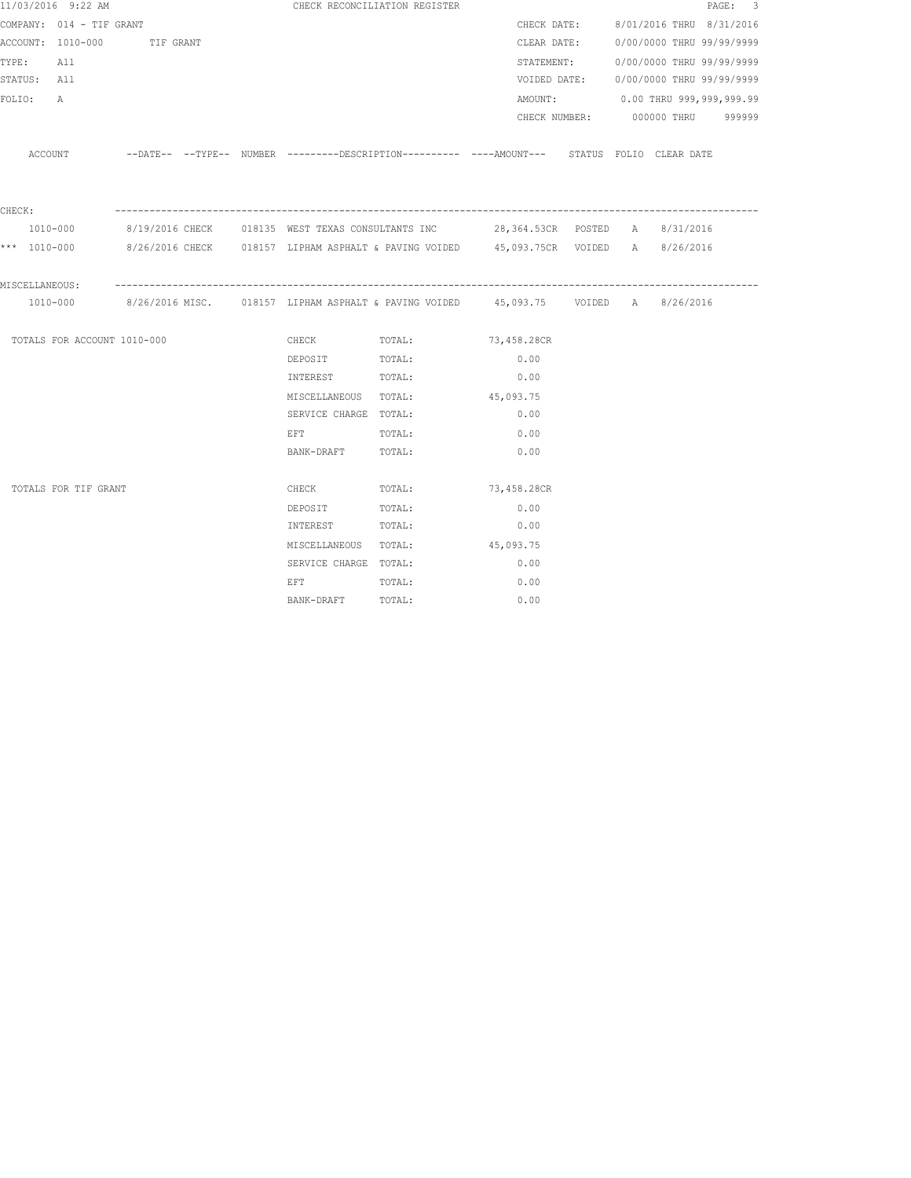11/03/2016 9:22 AM CHECK RECONCILIATION REGISTER

COMPANY: 014 - TIF GRANT
ACCOUNT: 1010-000 TIF GRANT
TYPE: All
STATUS: All
FOLIO: A

CHECK DATE: 8/01/2016 THRU 8/31/2016
CLEAR DATE: 0/00/0000 THRU 99/99/9999
STATEMENT: 0/00/0000 THRU 99/99/9999
VOIDED DATE: 0/00/0000 THRU 99/99/9999
AMOUNT: 0.00 THRU 999,999,999.99
CHECK NUMBER: 000000 THRU 999999

| ACCOUNT | DATE | TYPE | NUMBER | DESCRIPTION | AMOUNT | STATUS | FOLIO | CLEAR DATE |
|---|---|---|---|---|---|---|---|---|
| CHECK: | | | | | | | | |
| 1010-000 | 8/19/2016 | CHECK | 018135 | WEST TEXAS CONSULTANTS INC | 28,364.53CR | POSTED | A | 8/31/2016 |
| *** 1010-000 | 8/26/2016 | CHECK | 018157 | LIPHAM ASPHALT & PAVING VOIDED | 45,093.75CR | VOIDED | A | 8/26/2016 |
| MISCELLANEOUS: | | | | | | | | |
| 1010-000 | 8/26/2016 | MISC. | 018157 | LIPHAM ASPHALT & PAVING VOIDED | 45,093.75 | VOIDED | A | 8/26/2016 |

| TOTALS FOR ACCOUNT 1010-000 | | | |
|---|---|---|---|
| | CHECK | TOTAL: | 73,458.28CR |
| | DEPOSIT | TOTAL: | 0.00 |
| | INTEREST | TOTAL: | 0.00 |
| | MISCELLANEOUS | TOTAL: | 45,093.75 |
| | SERVICE CHARGE | TOTAL: | 0.00 |
| | EFT | TOTAL: | 0.00 |
| | BANK-DRAFT | TOTAL: | 0.00 |

| TOTALS FOR TIF GRANT | | | |
|---|---|---|---|
| | CHECK | TOTAL: | 73,458.28CR |
| | DEPOSIT | TOTAL: | 0.00 |
| | INTEREST | TOTAL: | 0.00 |
| | MISCELLANEOUS | TOTAL: | 45,093.75 |
| | SERVICE CHARGE | TOTAL: | 0.00 |
| | EFT | TOTAL: | 0.00 |
| | BANK-DRAFT | TOTAL: | 0.00 |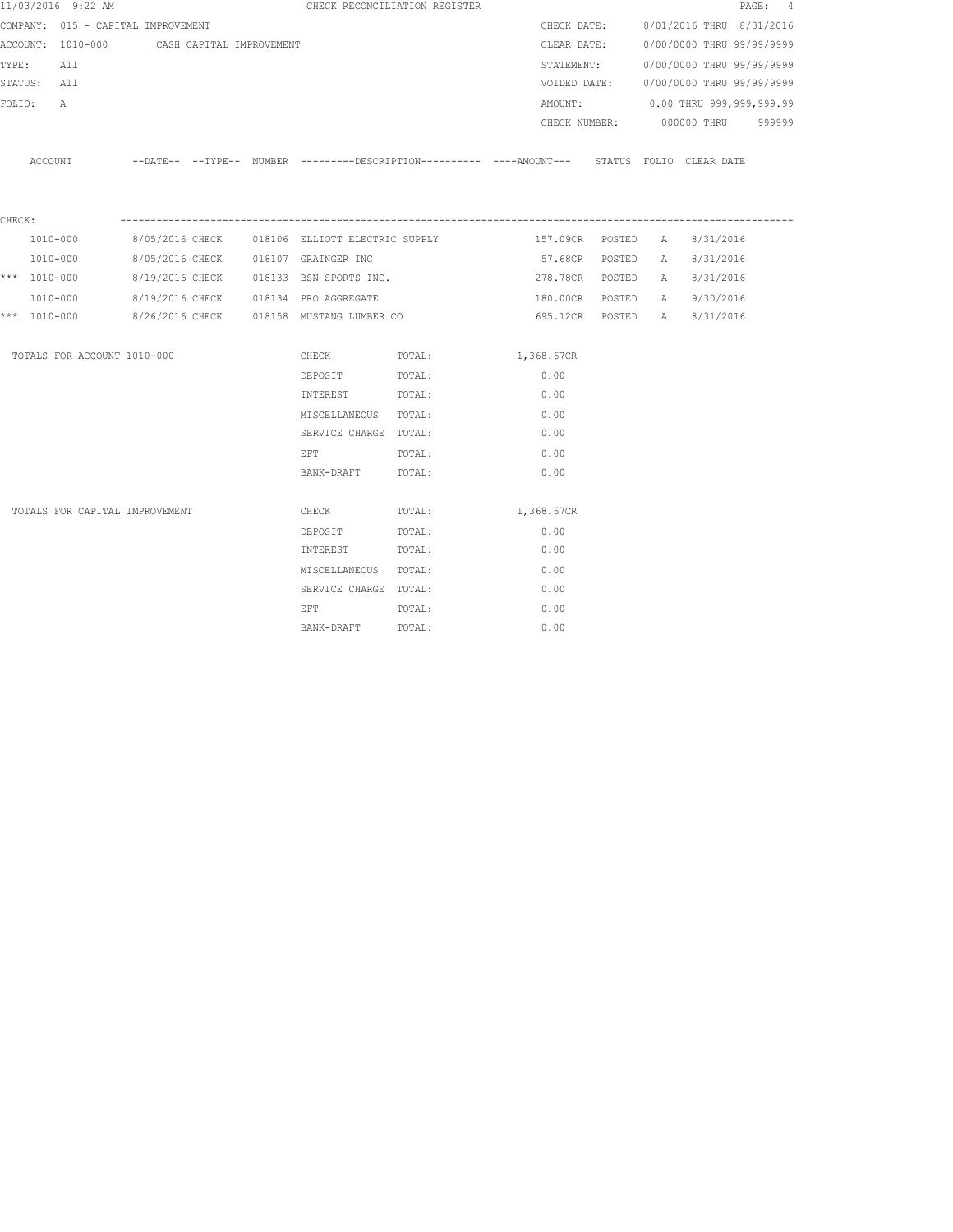11/03/2016 9:22 AM CHECK RECONCILIATION REGISTER

COMPANY: 015 - CAPITAL IMPROVEMENT
ACCOUNT: 1010-000 CASH CAPITAL IMPROVEMENT
TYPE: All
STATUS: All
FOLIO: A

CHECK DATE: 8/01/2016 THRU 8/31/2016
CLEAR DATE: 0/00/0000 THRU 99/99/9999
STATEMENT: 0/00/0000 THRU 99/99/9999
VOIDED DATE: 0/00/0000 THRU 99/99/9999
AMOUNT: 0.00 THRU 999,999,999.99
CHECK NUMBER: 000000 THRU 999999

CHECK:

| | ACCOUNT | DATE | TYPE | NUMBER | DESCRIPTION | AMOUNT | STATUS | FOLIO | CLEAR DATE |
|---|---|---|---|---|---|---|---|---|---|
| | 1010-000 | 8/05/2016 | CHECK | 018106 | ELLIOTT ELECTRIC SUPPLY | 157.09CR | POSTED | A | 8/31/2016 |
| | 1010-000 | 8/05/2016 | CHECK | 018107 | GRAINGER INC | 57.68CR | POSTED | A | 8/31/2016 |
| *** | 1010-000 | 8/19/2016 | CHECK | 018133 | BSN SPORTS INC. | 278.78CR | POSTED | A | 8/31/2016 |
| | 1010-000 | 8/19/2016 | CHECK | 018134 | PRO AGGREGATE | 180.00CR | POSTED | A | 9/30/2016 |
| *** | 1010-000 | 8/26/2016 | CHECK | 018158 | MUSTANG LUMBER CO | 695.12CR | POSTED | A | 8/31/2016 |

| | TYPE | | AMOUNT |
|---|---|---|---|
| TOTALS FOR ACCOUNT 1010-000 | CHECK | TOTAL: | 1,368.67CR |
| | DEPOSIT | TOTAL: | 0.00 |
| | INTEREST | TOTAL: | 0.00 |
| | MISCELLANEOUS | TOTAL: | 0.00 |
| | SERVICE CHARGE | TOTAL: | 0.00 |
| | EFT | TOTAL: | 0.00 |
| | BANK-DRAFT | TOTAL: | 0.00 |
| TOTALS FOR CAPITAL IMPROVEMENT | CHECK | TOTAL: | 1,368.67CR |
| | DEPOSIT | TOTAL: | 0.00 |
| | INTEREST | TOTAL: | 0.00 |
| | MISCELLANEOUS | TOTAL: | 0.00 |
| | SERVICE CHARGE | TOTAL: | 0.00 |
| | EFT | TOTAL: | 0.00 |
| | BANK-DRAFT | TOTAL: | 0.00 |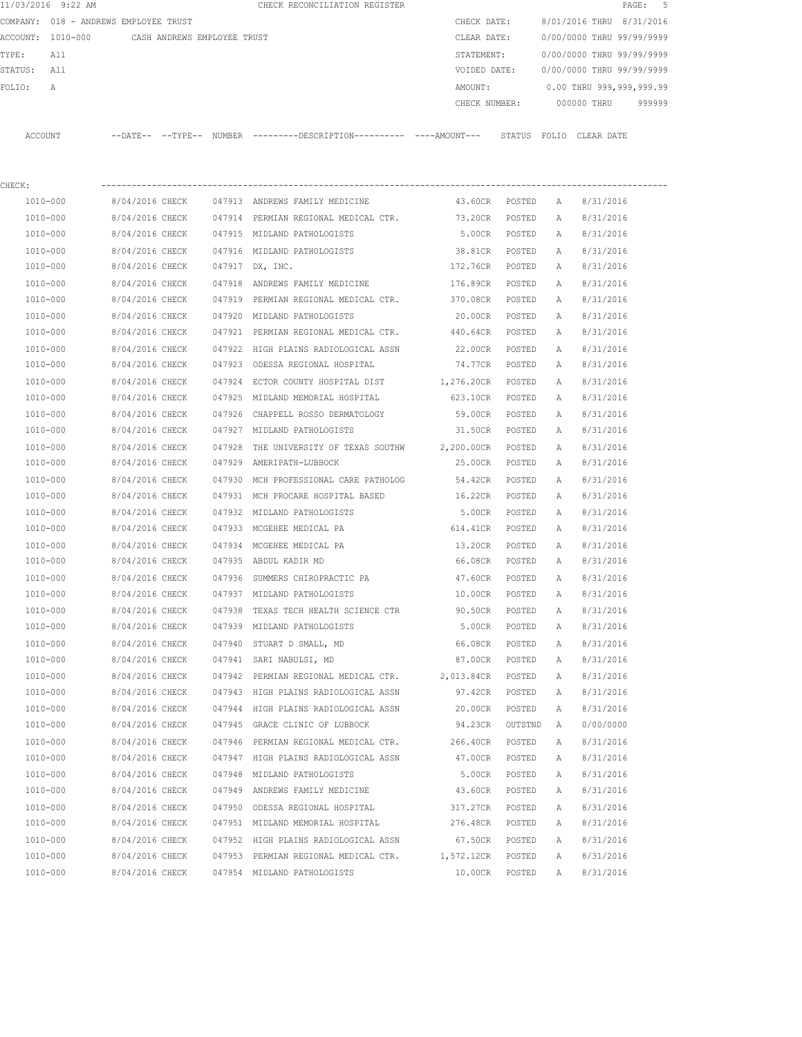11/03/2016 9:22 AM CHECK RECONCILIATION REGISTER

COMPANY: 018 - ANDREWS EMPLOYEE TRUST
ACCOUNT: 1010-000 CASH ANDREWS EMPLOYEE TRUST
TYPE: All
STATUS: All
FOLIO: A

CHECK DATE: 8/01/2016 THRU 8/31/2016
CLEAR DATE: 0/00/0000 THRU 99/99/9999
STATEMENT: 0/00/0000 THRU 99/99/9999
VOIDED DATE: 0/00/0000 THRU 99/99/9999
AMOUNT: 0.00 THRU 999,999,999.99
CHECK NUMBER: 000000 THRU 999999

CHECK:

| ACCOUNT | --DATE-- | --TYPE-- | NUMBER | ---------DESCRIPTION---------- | ----AMOUNT--- | STATUS | FOLIO | CLEAR DATE |
|---|---|---|---|---|---|---|---|---|
| 1010-000 | 8/04/2016 | CHECK | 047913 | ANDREWS FAMILY MEDICINE | 43.60CR | POSTED | A | 8/31/2016 |
| 1010-000 | 8/04/2016 | CHECK | 047914 | PERMIAN REGIONAL MEDICAL CTR. | 73.20CR | POSTED | A | 8/31/2016 |
| 1010-000 | 8/04/2016 | CHECK | 047915 | MIDLAND PATHOLOGISTS | 5.00CR | POSTED | A | 8/31/2016 |
| 1010-000 | 8/04/2016 | CHECK | 047916 | MIDLAND PATHOLOGISTS | 38.81CR | POSTED | A | 8/31/2016 |
| 1010-000 | 8/04/2016 | CHECK | 047917 | DX, INC. | 172.76CR | POSTED | A | 8/31/2016 |
| 1010-000 | 8/04/2016 | CHECK | 047918 | ANDREWS FAMILY MEDICINE | 176.89CR | POSTED | A | 8/31/2016 |
| 1010-000 | 8/04/2016 | CHECK | 047919 | PERMIAN REGIONAL MEDICAL CTR. | 370.08CR | POSTED | A | 8/31/2016 |
| 1010-000 | 8/04/2016 | CHECK | 047920 | MIDLAND PATHOLOGISTS | 20.00CR | POSTED | A | 8/31/2016 |
| 1010-000 | 8/04/2016 | CHECK | 047921 | PERMIAN REGIONAL MEDICAL CTR. | 440.64CR | POSTED | A | 8/31/2016 |
| 1010-000 | 8/04/2016 | CHECK | 047922 | HIGH PLAINS RADIOLOGICAL ASSN | 22.00CR | POSTED | A | 8/31/2016 |
| 1010-000 | 8/04/2016 | CHECK | 047923 | ODESSA REGIONAL HOSPITAL | 74.77CR | POSTED | A | 8/31/2016 |
| 1010-000 | 8/04/2016 | CHECK | 047924 | ECTOR COUNTY HOSPITAL DIST | 1,276.20CR | POSTED | A | 8/31/2016 |
| 1010-000 | 8/04/2016 | CHECK | 047925 | MIDLAND MEMORIAL HOSPITAL | 623.10CR | POSTED | A | 8/31/2016 |
| 1010-000 | 8/04/2016 | CHECK | 047926 | CHAPPELL ROSSO DERMATOLOGY | 59.00CR | POSTED | A | 8/31/2016 |
| 1010-000 | 8/04/2016 | CHECK | 047927 | MIDLAND PATHOLOGISTS | 31.50CR | POSTED | A | 8/31/2016 |
| 1010-000 | 8/04/2016 | CHECK | 047928 | THE UNIVERSITY OF TEXAS SOUTHW | 2,200.00CR | POSTED | A | 8/31/2016 |
| 1010-000 | 8/04/2016 | CHECK | 047929 | AMERIPATH-LUBBOCK | 25.00CR | POSTED | A | 8/31/2016 |
| 1010-000 | 8/04/2016 | CHECK | 047930 | MCH PROFESSIONAL CARE PATHOLOG | 54.42CR | POSTED | A | 8/31/2016 |
| 1010-000 | 8/04/2016 | CHECK | 047931 | MCH PROCARE HOSPITAL BASED | 16.22CR | POSTED | A | 8/31/2016 |
| 1010-000 | 8/04/2016 | CHECK | 047932 | MIDLAND PATHOLOGISTS | 5.00CR | POSTED | A | 8/31/2016 |
| 1010-000 | 8/04/2016 | CHECK | 047933 | MCGEHEE MEDICAL PA | 614.41CR | POSTED | A | 8/31/2016 |
| 1010-000 | 8/04/2016 | CHECK | 047934 | MCGEHEE MEDICAL PA | 13.20CR | POSTED | A | 8/31/2016 |
| 1010-000 | 8/04/2016 | CHECK | 047935 | ABDUL KADIR MD | 66.08CR | POSTED | A | 8/31/2016 |
| 1010-000 | 8/04/2016 | CHECK | 047936 | SUMMERS CHIROPRACTIC PA | 47.60CR | POSTED | A | 8/31/2016 |
| 1010-000 | 8/04/2016 | CHECK | 047937 | MIDLAND PATHOLOGISTS | 10.00CR | POSTED | A | 8/31/2016 |
| 1010-000 | 8/04/2016 | CHECK | 047938 | TEXAS TECH HEALTH SCIENCE CTR | 90.50CR | POSTED | A | 8/31/2016 |
| 1010-000 | 8/04/2016 | CHECK | 047939 | MIDLAND PATHOLOGISTS | 5.00CR | POSTED | A | 8/31/2016 |
| 1010-000 | 8/04/2016 | CHECK | 047940 | STUART D SMALL, MD | 66.08CR | POSTED | A | 8/31/2016 |
| 1010-000 | 8/04/2016 | CHECK | 047941 | SARI NABULSI, MD | 87.00CR | POSTED | A | 8/31/2016 |
| 1010-000 | 8/04/2016 | CHECK | 047942 | PERMIAN REGIONAL MEDICAL CTR. | 2,013.84CR | POSTED | A | 8/31/2016 |
| 1010-000 | 8/04/2016 | CHECK | 047943 | HIGH PLAINS RADIOLOGICAL ASSN | 97.42CR | POSTED | A | 8/31/2016 |
| 1010-000 | 8/04/2016 | CHECK | 047944 | HIGH PLAINS RADIOLOGICAL ASSN | 20.00CR | POSTED | A | 8/31/2016 |
| 1010-000 | 8/04/2016 | CHECK | 047945 | GRACE CLINIC OF LUBBOCK | 94.23CR | OUTSTND | A | 0/00/0000 |
| 1010-000 | 8/04/2016 | CHECK | 047946 | PERMIAN REGIONAL MEDICAL CTR. | 266.40CR | POSTED | A | 8/31/2016 |
| 1010-000 | 8/04/2016 | CHECK | 047947 | HIGH PLAINS RADIOLOGICAL ASSN | 47.00CR | POSTED | A | 8/31/2016 |
| 1010-000 | 8/04/2016 | CHECK | 047948 | MIDLAND PATHOLOGISTS | 5.00CR | POSTED | A | 8/31/2016 |
| 1010-000 | 8/04/2016 | CHECK | 047949 | ANDREWS FAMILY MEDICINE | 43.60CR | POSTED | A | 8/31/2016 |
| 1010-000 | 8/04/2016 | CHECK | 047950 | ODESSA REGIONAL HOSPITAL | 317.27CR | POSTED | A | 8/31/2016 |
| 1010-000 | 8/04/2016 | CHECK | 047951 | MIDLAND MEMORIAL HOSPITAL | 276.48CR | POSTED | A | 8/31/2016 |
| 1010-000 | 8/04/2016 | CHECK | 047952 | HIGH PLAINS RADIOLOGICAL ASSN | 67.50CR | POSTED | A | 8/31/2016 |
| 1010-000 | 8/04/2016 | CHECK | 047953 | PERMIAN REGIONAL MEDICAL CTR. | 1,572.12CR | POSTED | A | 8/31/2016 |
| 1010-000 | 8/04/2016 | CHECK | 047954 | MIDLAND PATHOLOGISTS | 10.00CR | POSTED | A | 8/31/2016 |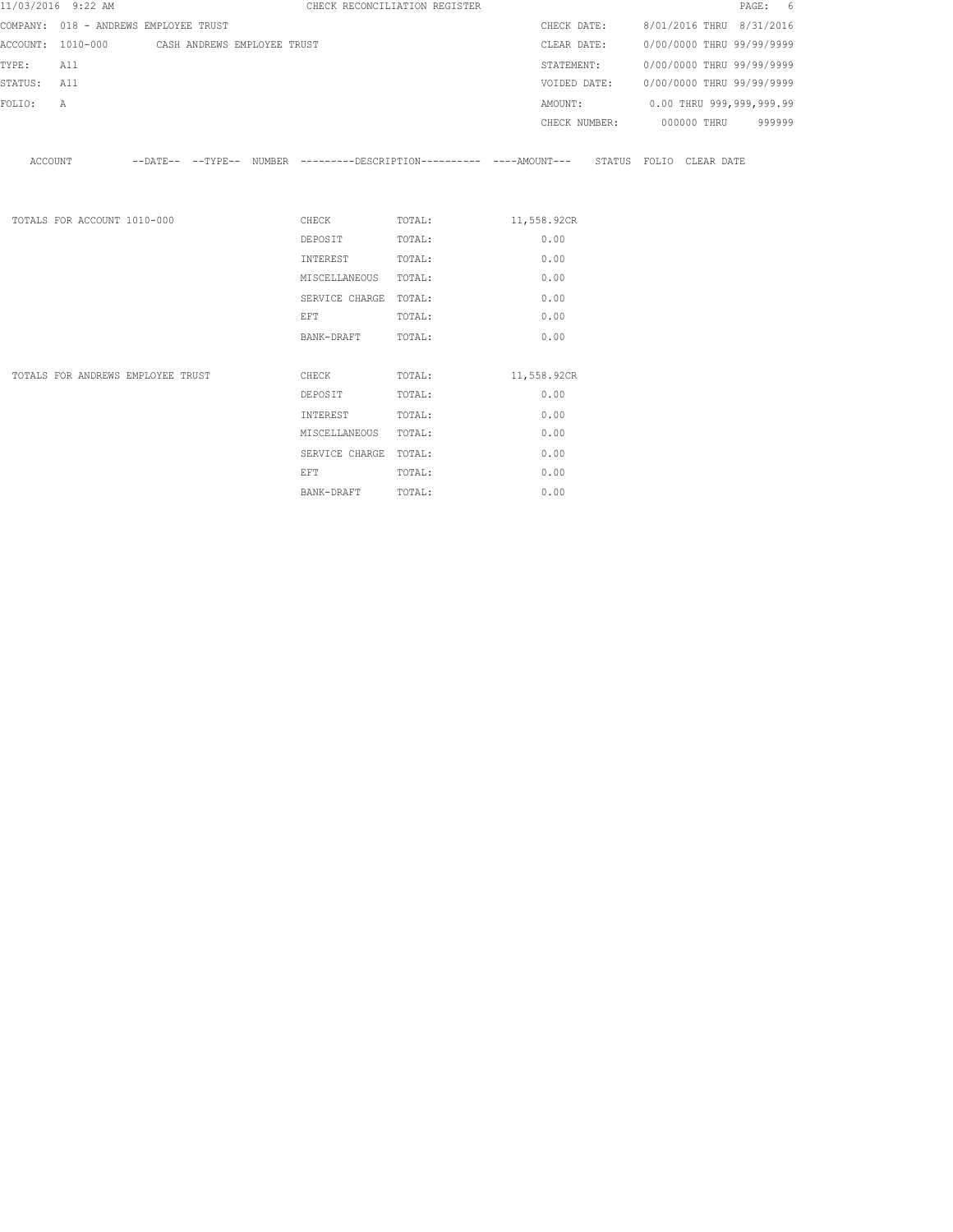CHECK RECONCILIATION REGISTER

COMPANY: 018 - ANDREWS EMPLOYEE TRUST

ACCOUNT: 1010-000 CASH ANDREWS EMPLOYEE TRUST

TYPE: All

STATUS: All

FOLIO: A

CHECK DATE: 8/01/2016 THRU 8/31/2016

CLEAR DATE: 0/00/0000 THRU 99/99/9999

STATEMENT: 0/00/0000 THRU 99/99/9999

VOIDED DATE: 0/00/0000 THRU 99/99/9999

AMOUNT: 0.00 THRU 999,999,999.99

CHECK NUMBER: 000000 THRU 999999

| ACCOUNT | --DATE-- | --TYPE-- | NUMBER | ---------DESCRIPTION---------- | ----AMOUNT--- | STATUS | FOLIO | CLEAR DATE |
|---|---|---|---|---|---|---|---|---|

| | | | |
|---|---|---|---|
| TOTALS FOR ACCOUNT 1010-000 | CHECK | TOTAL: | 11,558.92CR |
| | DEPOSIT | TOTAL: | 0.00 |
| | INTEREST | TOTAL: | 0.00 |
| | MISCELLANEOUS | TOTAL: | 0.00 |
| | SERVICE CHARGE | TOTAL: | 0.00 |
| | EFT | TOTAL: | 0.00 |
| | BANK-DRAFT | TOTAL: | 0.00 |
| TOTALS FOR ANDREWS EMPLOYEE TRUST | CHECK | TOTAL: | 11,558.92CR |
| | DEPOSIT | TOTAL: | 0.00 |
| | INTEREST | TOTAL: | 0.00 |
| | MISCELLANEOUS | TOTAL: | 0.00 |
| | SERVICE CHARGE | TOTAL: | 0.00 |
| | EFT | TOTAL: | 0.00 |
| | BANK-DRAFT | TOTAL: | 0.00 |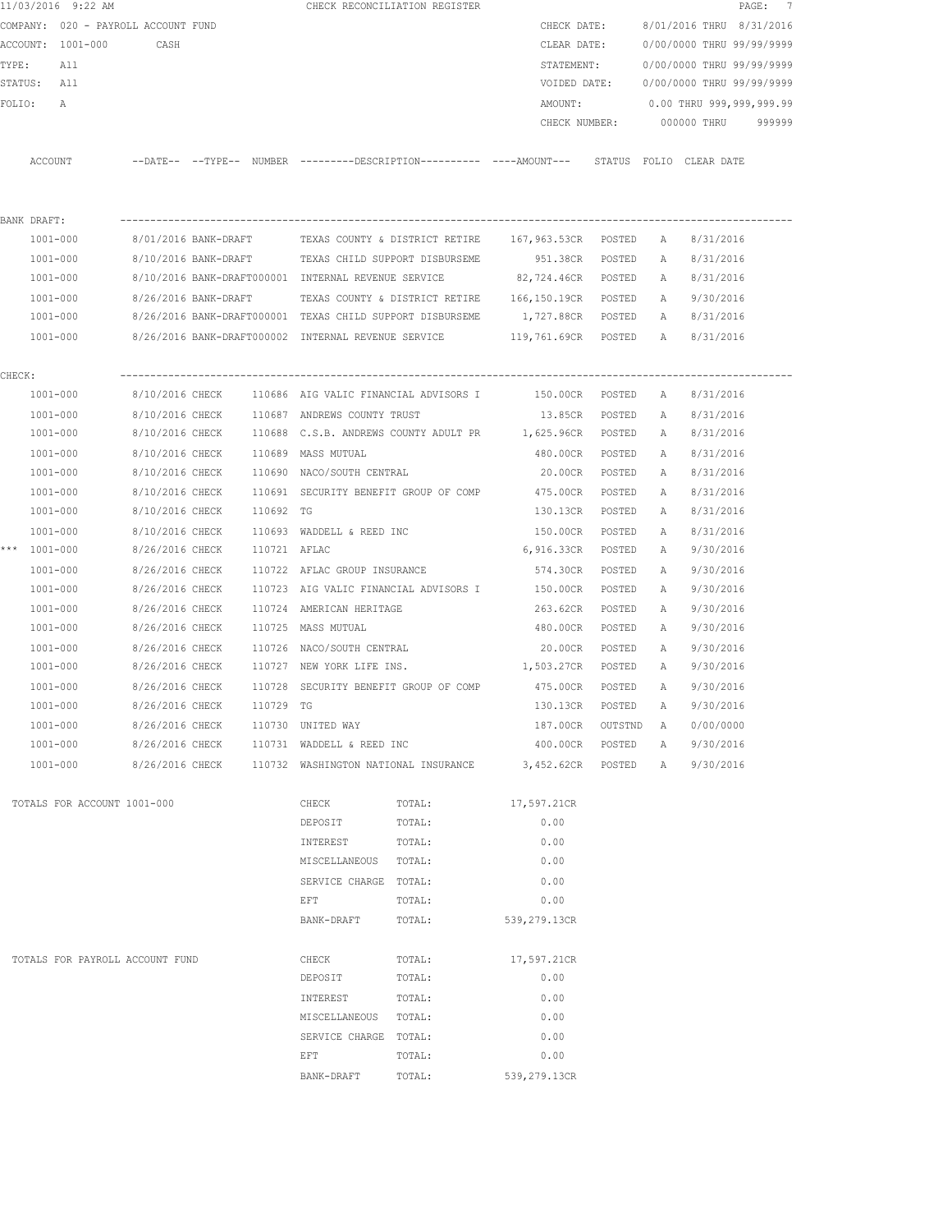11/03/2016 9:22 AM — CHECK RECONCILIATION REGISTER

COMPANY: 020 - PAYROLL ACCOUNT FUND
ACCOUNT: 1001-000 CASH
TYPE: All
STATUS: All
FOLIO: A

CHECK DATE: 8/01/2016 THRU 8/31/2016
CLEAR DATE: 0/00/0000 THRU 99/99/9999
STATEMENT: 0/00/0000 THRU 99/99/9999
VOIDED DATE: 0/00/0000 THRU 99/99/9999
AMOUNT: 0.00 THRU 999,999,999.99
CHECK NUMBER: 000000 THRU 999999

| ACCOUNT | --DATE-- | --TYPE-- | NUMBER | ---------DESCRIPTION---------- | ----AMOUNT--- | STATUS | FOLIO | CLEAR DATE |
|---|---|---|---|---|---|---|---|---|
| BANK DRAFT: | | | | | | | | |
| 1001-000 | 8/01/2016 | BANK-DRAFT | | TEXAS COUNTY & DISTRICT RETIRE | 167,963.53CR | POSTED | A | 8/31/2016 |
| 1001-000 | 8/10/2016 | BANK-DRAFT | | TEXAS CHILD SUPPORT DISBURSEME | 951.38CR | POSTED | A | 8/31/2016 |
| 1001-000 | 8/10/2016 | BANK-DRAFT | 000001 | INTERNAL REVENUE SERVICE | 82,724.46CR | POSTED | A | 8/31/2016 |
| 1001-000 | 8/26/2016 | BANK-DRAFT | | TEXAS COUNTY & DISTRICT RETIRE | 166,150.19CR | POSTED | A | 9/30/2016 |
| 1001-000 | 8/26/2016 | BANK-DRAFT | 000001 | TEXAS CHILD SUPPORT DISBURSEME | 1,727.88CR | POSTED | A | 8/31/2016 |
| 1001-000 | 8/26/2016 | BANK-DRAFT | 000002 | INTERNAL REVENUE SERVICE | 119,761.69CR | POSTED | A | 8/31/2016 |
| CHECK: | | | | | | | | |
| 1001-000 | 8/10/2016 | CHECK | 110686 | AIG VALIC FINANCIAL ADVISORS I | 150.00CR | POSTED | A | 8/31/2016 |
| 1001-000 | 8/10/2016 | CHECK | 110687 | ANDREWS COUNTY TRUST | 13.85CR | POSTED | A | 8/31/2016 |
| 1001-000 | 8/10/2016 | CHECK | 110688 | C.S.B. ANDREWS COUNTY ADULT PR | 1,625.96CR | POSTED | A | 8/31/2016 |
| 1001-000 | 8/10/2016 | CHECK | 110689 | MASS MUTUAL | 480.00CR | POSTED | A | 8/31/2016 |
| 1001-000 | 8/10/2016 | CHECK | 110690 | NACO/SOUTH CENTRAL | 20.00CR | POSTED | A | 8/31/2016 |
| 1001-000 | 8/10/2016 | CHECK | 110691 | SECURITY BENEFIT GROUP OF COMP | 475.00CR | POSTED | A | 8/31/2016 |
| 1001-000 | 8/10/2016 | CHECK | 110692 | TG | 130.13CR | POSTED | A | 8/31/2016 |
| 1001-000 | 8/10/2016 | CHECK | 110693 | WADDELL & REED INC | 150.00CR | POSTED | A | 8/31/2016 |
| *** 1001-000 | 8/26/2016 | CHECK | 110721 | AFLAC | 6,916.33CR | POSTED | A | 9/30/2016 |
| 1001-000 | 8/26/2016 | CHECK | 110722 | AFLAC GROUP INSURANCE | 574.30CR | POSTED | A | 9/30/2016 |
| 1001-000 | 8/26/2016 | CHECK | 110723 | AIG VALIC FINANCIAL ADVISORS I | 150.00CR | POSTED | A | 9/30/2016 |
| 1001-000 | 8/26/2016 | CHECK | 110724 | AMERICAN HERITAGE | 263.62CR | POSTED | A | 9/30/2016 |
| 1001-000 | 8/26/2016 | CHECK | 110725 | MASS MUTUAL | 480.00CR | POSTED | A | 9/30/2016 |
| 1001-000 | 8/26/2016 | CHECK | 110726 | NACO/SOUTH CENTRAL | 20.00CR | POSTED | A | 9/30/2016 |
| 1001-000 | 8/26/2016 | CHECK | 110727 | NEW YORK LIFE INS. | 1,503.27CR | POSTED | A | 9/30/2016 |
| 1001-000 | 8/26/2016 | CHECK | 110728 | SECURITY BENEFIT GROUP OF COMP | 475.00CR | POSTED | A | 9/30/2016 |
| 1001-000 | 8/26/2016 | CHECK | 110729 | TG | 130.13CR | POSTED | A | 9/30/2016 |
| 1001-000 | 8/26/2016 | CHECK | 110730 | UNITED WAY | 187.00CR | OUTSTND | A | 0/00/0000 |
| 1001-000 | 8/26/2016 | CHECK | 110731 | WADDELL & REED INC | 400.00CR | POSTED | A | 9/30/2016 |
| 1001-000 | 8/26/2016 | CHECK | 110732 | WASHINGTON NATIONAL INSURANCE | 3,452.62CR | POSTED | A | 9/30/2016 |

TOTALS FOR ACCOUNT 1001-000

| Type | | Total |
|---|---|---|
| CHECK | TOTAL: | 17,597.21CR |
| DEPOSIT | TOTAL: | 0.00 |
| INTEREST | TOTAL: | 0.00 |
| MISCELLANEOUS | TOTAL: | 0.00 |
| SERVICE CHARGE | TOTAL: | 0.00 |
| EFT | TOTAL: | 0.00 |
| BANK-DRAFT | TOTAL: | 539,279.13CR |

TOTALS FOR PAYROLL ACCOUNT FUND

| Type | | Total |
|---|---|---|
| CHECK | TOTAL: | 17,597.21CR |
| DEPOSIT | TOTAL: | 0.00 |
| INTEREST | TOTAL: | 0.00 |
| MISCELLANEOUS | TOTAL: | 0.00 |
| SERVICE CHARGE | TOTAL: | 0.00 |
| EFT | TOTAL: | 0.00 |
| BANK-DRAFT | TOTAL: | 539,279.13CR |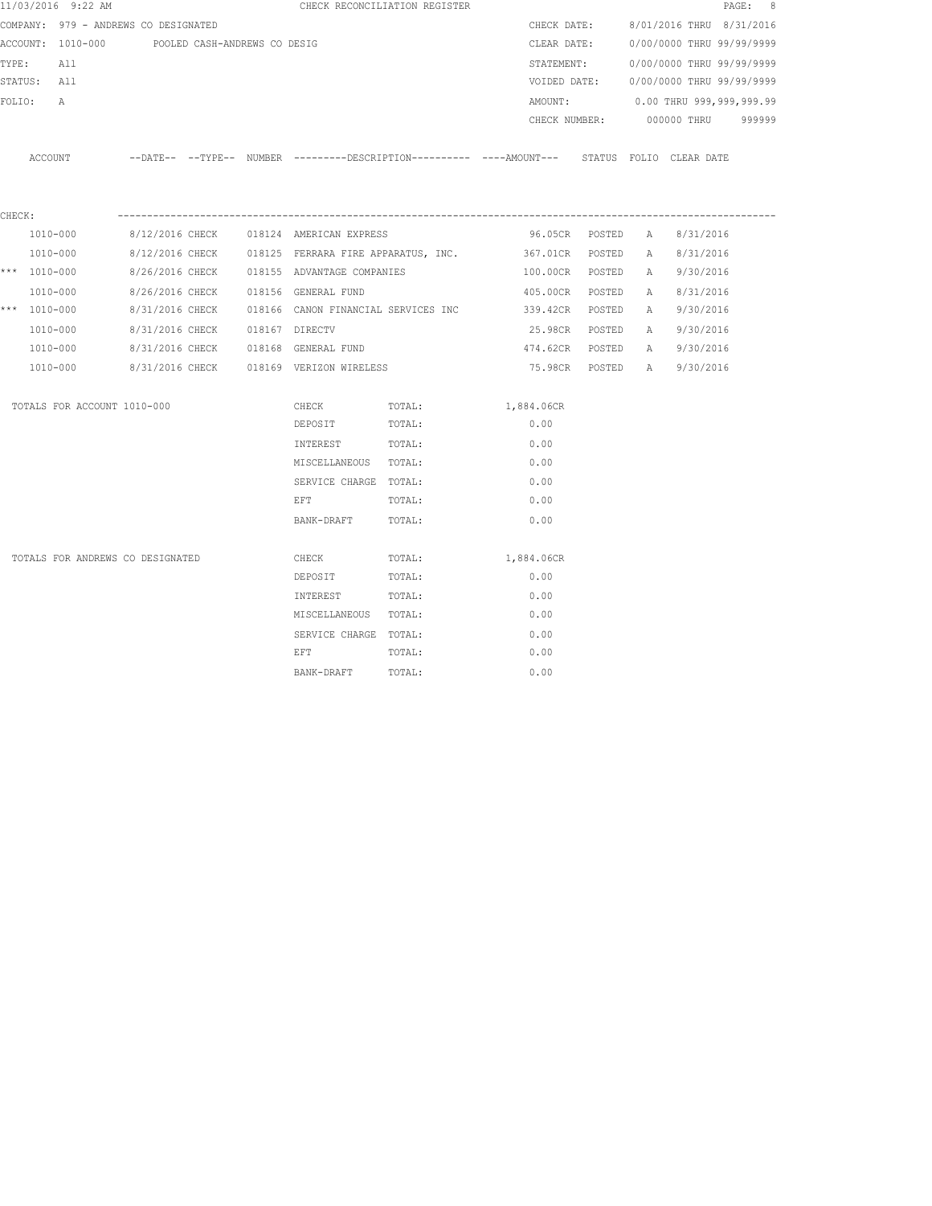11/03/2016 9:22 AM CHECK RECONCILIATION REGISTER

COMPANY: 979 - ANDREWS CO DESIGNATED

ACCOUNT: 1010-000 POOLED CASH-ANDREWS CO DESIG

TYPE: All

STATUS: All

FOLIO: A

CHECK DATE: 8/01/2016 THRU 8/31/2016

CLEAR DATE: 0/00/0000 THRU 99/99/9999

STATEMENT: 0/00/0000 THRU 99/99/9999

VOIDED DATE: 0/00/0000 THRU 99/99/9999

AMOUNT: 0.00 THRU 999,999,999.99

CHECK NUMBER: 000000 THRU 999999

CHECK:

| | ACCOUNT | DATE | TYPE | NUMBER | DESCRIPTION | AMOUNT | STATUS | FOLIO | CLEAR DATE |
|---|---|---|---|---|---|---|---|---|---|
| | 1010-000 | 8/12/2016 | CHECK | 018124 | AMERICAN EXPRESS | 96.05CR | POSTED | A | 8/31/2016 |
| | 1010-000 | 8/12/2016 | CHECK | 018125 | FERRARA FIRE APPARATUS, INC. | 367.01CR | POSTED | A | 8/31/2016 |
| *** | 1010-000 | 8/26/2016 | CHECK | 018155 | ADVANTAGE COMPANIES | 100.00CR | POSTED | A | 9/30/2016 |
| | 1010-000 | 8/26/2016 | CHECK | 018156 | GENERAL FUND | 405.00CR | POSTED | A | 8/31/2016 |
| *** | 1010-000 | 8/31/2016 | CHECK | 018166 | CANON FINANCIAL SERVICES INC | 339.42CR | POSTED | A | 9/30/2016 |
| | 1010-000 | 8/31/2016 | CHECK | 018167 | DIRECTV | 25.98CR | POSTED | A | 9/30/2016 |
| | 1010-000 | 8/31/2016 | CHECK | 018168 | GENERAL FUND | 474.62CR | POSTED | A | 9/30/2016 |
| | 1010-000 | 8/31/2016 | CHECK | 018169 | VERIZON WIRELESS | 75.98CR | POSTED | A | 9/30/2016 |

| TOTALS FOR ACCOUNT 1010-000 | | | |
|---|---|---|---|
| | CHECK | TOTAL: | 1,884.06CR |
| | DEPOSIT | TOTAL: | 0.00 |
| | INTEREST | TOTAL: | 0.00 |
| | MISCELLANEOUS | TOTAL: | 0.00 |
| | SERVICE CHARGE | TOTAL: | 0.00 |
| | EFT | TOTAL: | 0.00 |
| | BANK-DRAFT | TOTAL: | 0.00 |

| TOTALS FOR ANDREWS CO DESIGNATED | | | |
|---|---|---|---|
| | CHECK | TOTAL: | 1,884.06CR |
| | DEPOSIT | TOTAL: | 0.00 |
| | INTEREST | TOTAL: | 0.00 |
| | MISCELLANEOUS | TOTAL: | 0.00 |
| | SERVICE CHARGE | TOTAL: | 0.00 |
| | EFT | TOTAL: | 0.00 |
| | BANK-DRAFT | TOTAL: | 0.00 |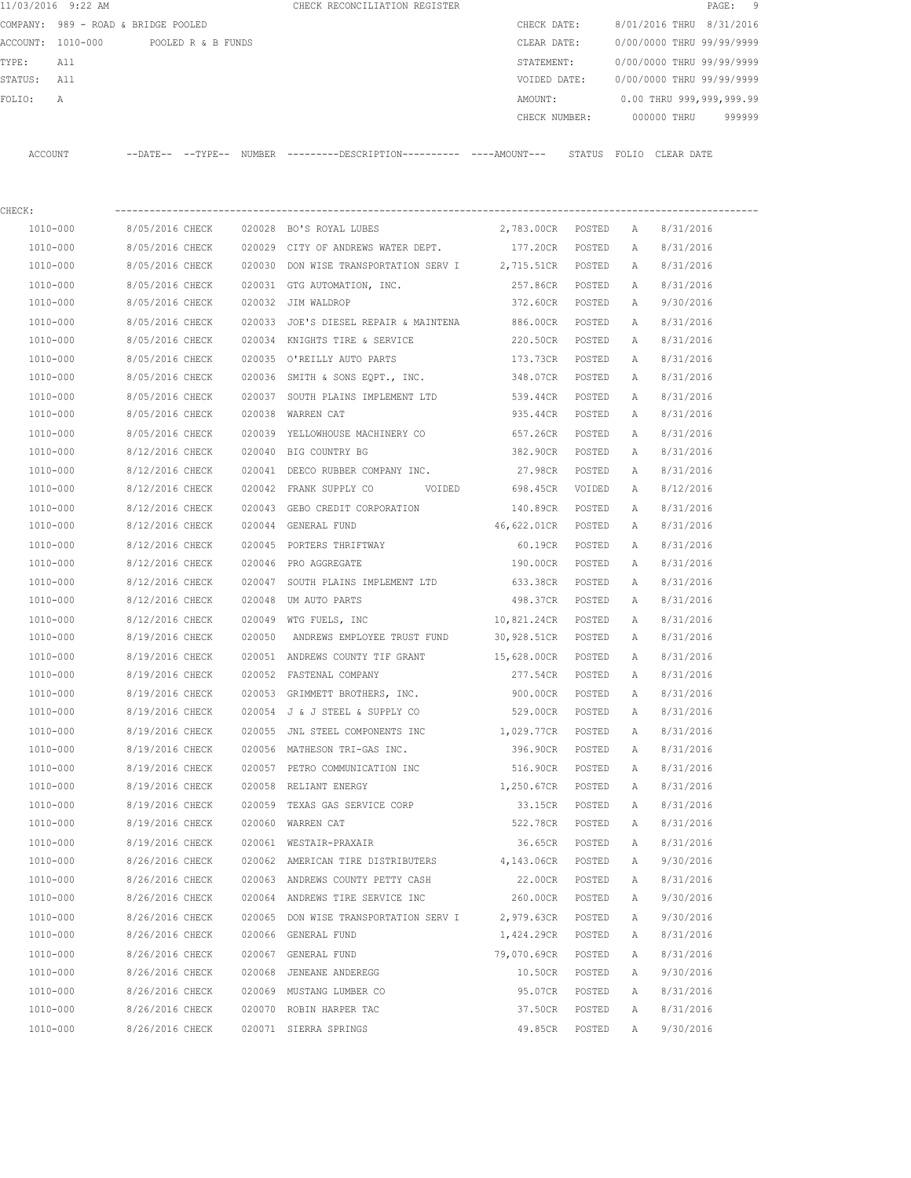11/03/2016 9:22 AM CHECK RECONCILIATION REGISTER

COMPANY: 989 - ROAD & BRIDGE POOLED

ACCOUNT: 1010-000 POOLED R & B FUNDS

TYPE: All

STATUS: All

FOLIO: A

CHECK DATE: 8/01/2016 THRU 8/31/2016

CLEAR DATE: 0/00/0000 THRU 99/99/9999

STATEMENT: 0/00/0000 THRU 99/99/9999

VOIDED DATE: 0/00/0000 THRU 99/99/9999

AMOUNT: 0.00 THRU 999,999,999.99

CHECK NUMBER: 000000 THRU 999999

CHECK:

| ACCOUNT | DATE | TYPE | NUMBER | DESCRIPTION | AMOUNT | STATUS | FOLIO | CLEAR DATE |
|---|---|---|---|---|---|---|---|---|
| 1010-000 | 8/05/2016 | CHECK | 020028 | BO'S ROYAL LUBES | 2,783.00CR | POSTED | A | 8/31/2016 |
| 1010-000 | 8/05/2016 | CHECK | 020029 | CITY OF ANDREWS WATER DEPT. | 177.20CR | POSTED | A | 8/31/2016 |
| 1010-000 | 8/05/2016 | CHECK | 020030 | DON WISE TRANSPORTATION SERV I | 2,715.51CR | POSTED | A | 8/31/2016 |
| 1010-000 | 8/05/2016 | CHECK | 020031 | GTG AUTOMATION, INC. | 257.86CR | POSTED | A | 8/31/2016 |
| 1010-000 | 8/05/2016 | CHECK | 020032 | JIM WALDROP | 372.60CR | POSTED | A | 9/30/2016 |
| 1010-000 | 8/05/2016 | CHECK | 020033 | JOE'S DIESEL REPAIR & MAINTENA | 886.00CR | POSTED | A | 8/31/2016 |
| 1010-000 | 8/05/2016 | CHECK | 020034 | KNIGHTS TIRE & SERVICE | 220.50CR | POSTED | A | 8/31/2016 |
| 1010-000 | 8/05/2016 | CHECK | 020035 | O'REILLY AUTO PARTS | 173.73CR | POSTED | A | 8/31/2016 |
| 1010-000 | 8/05/2016 | CHECK | 020036 | SMITH & SONS EQPT., INC. | 348.07CR | POSTED | A | 8/31/2016 |
| 1010-000 | 8/05/2016 | CHECK | 020037 | SOUTH PLAINS IMPLEMENT LTD | 539.44CR | POSTED | A | 8/31/2016 |
| 1010-000 | 8/05/2016 | CHECK | 020038 | WARREN CAT | 935.44CR | POSTED | A | 8/31/2016 |
| 1010-000 | 8/05/2016 | CHECK | 020039 | YELLOWHOUSE MACHINERY CO | 657.26CR | POSTED | A | 8/31/2016 |
| 1010-000 | 8/12/2016 | CHECK | 020040 | BIG COUNTRY BG | 382.90CR | POSTED | A | 8/31/2016 |
| 1010-000 | 8/12/2016 | CHECK | 020041 | DEECO RUBBER COMPANY INC. | 27.98CR | POSTED | A | 8/31/2016 |
| 1010-000 | 8/12/2016 | CHECK | 020042 | FRANK SUPPLY CO VOIDED | 698.45CR | VOIDED | A | 8/12/2016 |
| 1010-000 | 8/12/2016 | CHECK | 020043 | GEBO CREDIT CORPORATION | 140.89CR | POSTED | A | 8/31/2016 |
| 1010-000 | 8/12/2016 | CHECK | 020044 | GENERAL FUND | 46,622.01CR | POSTED | A | 8/31/2016 |
| 1010-000 | 8/12/2016 | CHECK | 020045 | PORTERS THRIFTWAY | 60.19CR | POSTED | A | 8/31/2016 |
| 1010-000 | 8/12/2016 | CHECK | 020046 | PRO AGGREGATE | 190.00CR | POSTED | A | 8/31/2016 |
| 1010-000 | 8/12/2016 | CHECK | 020047 | SOUTH PLAINS IMPLEMENT LTD | 633.38CR | POSTED | A | 8/31/2016 |
| 1010-000 | 8/12/2016 | CHECK | 020048 | UM AUTO PARTS | 498.37CR | POSTED | A | 8/31/2016 |
| 1010-000 | 8/12/2016 | CHECK | 020049 | WTG FUELS, INC | 10,821.24CR | POSTED | A | 8/31/2016 |
| 1010-000 | 8/19/2016 | CHECK | 020050 | ANDREWS EMPLOYEE TRUST FUND | 30,928.51CR | POSTED | A | 8/31/2016 |
| 1010-000 | 8/19/2016 | CHECK | 020051 | ANDREWS COUNTY TIF GRANT | 15,628.00CR | POSTED | A | 8/31/2016 |
| 1010-000 | 8/19/2016 | CHECK | 020052 | FASTENAL COMPANY | 277.54CR | POSTED | A | 8/31/2016 |
| 1010-000 | 8/19/2016 | CHECK | 020053 | GRIMMETT BROTHERS, INC. | 900.00CR | POSTED | A | 8/31/2016 |
| 1010-000 | 8/19/2016 | CHECK | 020054 | J & J STEEL & SUPPLY CO | 529.00CR | POSTED | A | 8/31/2016 |
| 1010-000 | 8/19/2016 | CHECK | 020055 | JNL STEEL COMPONENTS INC | 1,029.77CR | POSTED | A | 8/31/2016 |
| 1010-000 | 8/19/2016 | CHECK | 020056 | MATHESON TRI-GAS INC. | 396.90CR | POSTED | A | 8/31/2016 |
| 1010-000 | 8/19/2016 | CHECK | 020057 | PETRO COMMUNICATION INC | 516.90CR | POSTED | A | 8/31/2016 |
| 1010-000 | 8/19/2016 | CHECK | 020058 | RELIANT ENERGY | 1,250.67CR | POSTED | A | 8/31/2016 |
| 1010-000 | 8/19/2016 | CHECK | 020059 | TEXAS GAS SERVICE CORP | 33.15CR | POSTED | A | 8/31/2016 |
| 1010-000 | 8/19/2016 | CHECK | 020060 | WARREN CAT | 522.78CR | POSTED | A | 8/31/2016 |
| 1010-000 | 8/19/2016 | CHECK | 020061 | WESTAIR-PRAXAIR | 36.65CR | POSTED | A | 8/31/2016 |
| 1010-000 | 8/26/2016 | CHECK | 020062 | AMERICAN TIRE DISTRIBUTERS | 4,143.06CR | POSTED | A | 9/30/2016 |
| 1010-000 | 8/26/2016 | CHECK | 020063 | ANDREWS COUNTY PETTY CASH | 22.00CR | POSTED | A | 8/31/2016 |
| 1010-000 | 8/26/2016 | CHECK | 020064 | ANDREWS TIRE SERVICE INC | 260.00CR | POSTED | A | 9/30/2016 |
| 1010-000 | 8/26/2016 | CHECK | 020065 | DON WISE TRANSPORTATION SERV I | 2,979.63CR | POSTED | A | 9/30/2016 |
| 1010-000 | 8/26/2016 | CHECK | 020066 | GENERAL FUND | 1,424.29CR | POSTED | A | 8/31/2016 |
| 1010-000 | 8/26/2016 | CHECK | 020067 | GENERAL FUND | 79,070.69CR | POSTED | A | 8/31/2016 |
| 1010-000 | 8/26/2016 | CHECK | 020068 | JENEANE ANDEREGG | 10.50CR | POSTED | A | 9/30/2016 |
| 1010-000 | 8/26/2016 | CHECK | 020069 | MUSTANG LUMBER CO | 95.07CR | POSTED | A | 8/31/2016 |
| 1010-000 | 8/26/2016 | CHECK | 020070 | ROBIN HARPER TAC | 37.50CR | POSTED | A | 8/31/2016 |
| 1010-000 | 8/26/2016 | CHECK | 020071 | SIERRA SPRINGS | 49.85CR | POSTED | A | 9/30/2016 |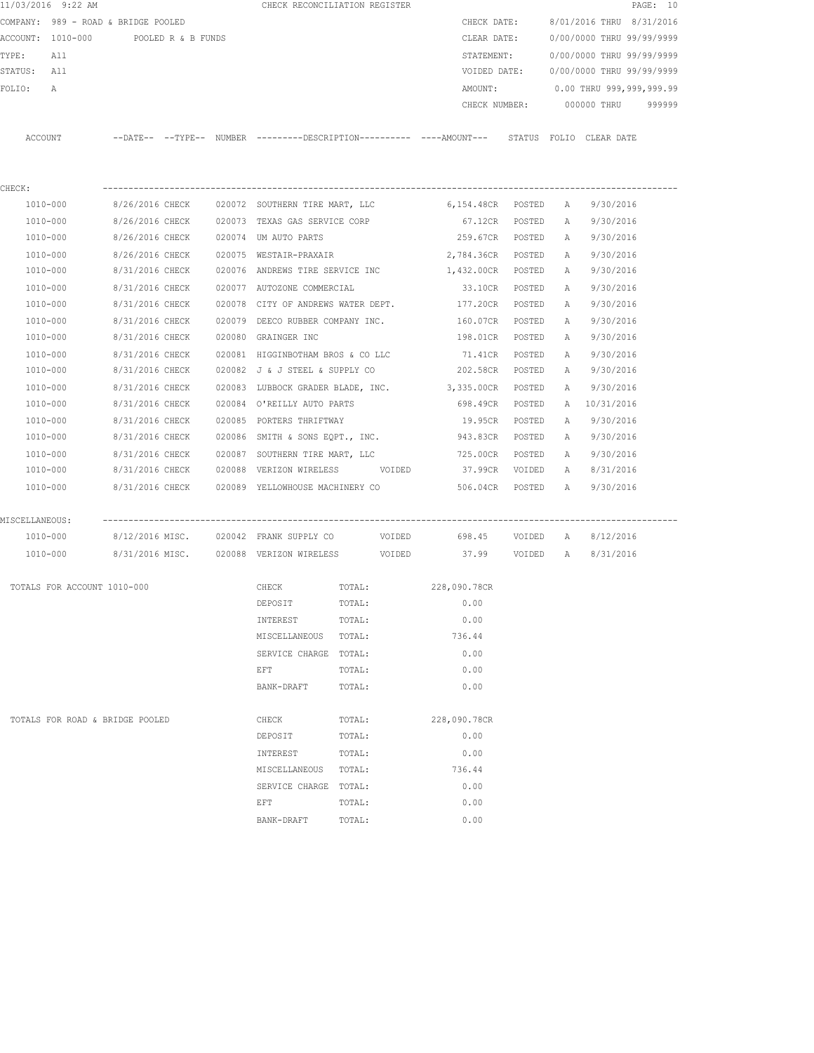11/03/2016 9:22 AM CHECK RECONCILIATION REGISTER

COMPANY: 989 - ROAD & BRIDGE POOLED CHECK DATE: 8/01/2016 THRU 8/31/2016
ACCOUNT: 1010-000 POOLED R & B FUNDS CLEAR DATE: 0/00/0000 THRU 99/99/9999
TYPE: All STATEMENT: 0/00/0000 THRU 99/99/9999
STATUS: All VOIDED DATE: 0/00/0000 THRU 99/99/9999
FOLIO: A AMOUNT: 0.00 THRU 999,999,999.99
CHECK NUMBER: 000000 THRU 999999

| ACCOUNT | --DATE-- | --TYPE-- | NUMBER | ---------DESCRIPTION---------- | ----AMOUNT--- | STATUS | FOLIO | CLEAR DATE |
|---|---|---|---|---|---|---|---|---|
| CHECK: | | | | | | | | |
| 1010-000 | 8/26/2016 | CHECK | 020072 | SOUTHERN TIRE MART, LLC | 6,154.48CR | POSTED | A | 9/30/2016 |
| 1010-000 | 8/26/2016 | CHECK | 020073 | TEXAS GAS SERVICE CORP | 67.12CR | POSTED | A | 9/30/2016 |
| 1010-000 | 8/26/2016 | CHECK | 020074 | UM AUTO PARTS | 259.67CR | POSTED | A | 9/30/2016 |
| 1010-000 | 8/26/2016 | CHECK | 020075 | WESTAIR-PRAXAIR | 2,784.36CR | POSTED | A | 9/30/2016 |
| 1010-000 | 8/31/2016 | CHECK | 020076 | ANDREWS TIRE SERVICE INC | 1,432.00CR | POSTED | A | 9/30/2016 |
| 1010-000 | 8/31/2016 | CHECK | 020077 | AUTOZONE COMMERCIAL | 33.10CR | POSTED | A | 9/30/2016 |
| 1010-000 | 8/31/2016 | CHECK | 020078 | CITY OF ANDREWS WATER DEPT. | 177.20CR | POSTED | A | 9/30/2016 |
| 1010-000 | 8/31/2016 | CHECK | 020079 | DEECO RUBBER COMPANY INC. | 160.07CR | POSTED | A | 9/30/2016 |
| 1010-000 | 8/31/2016 | CHECK | 020080 | GRAINGER INC | 198.01CR | POSTED | A | 9/30/2016 |
| 1010-000 | 8/31/2016 | CHECK | 020081 | HIGGINBOTHAM BROS & CO LLC | 71.41CR | POSTED | A | 9/30/2016 |
| 1010-000 | 8/31/2016 | CHECK | 020082 | J & J STEEL & SUPPLY CO | 202.58CR | POSTED | A | 9/30/2016 |
| 1010-000 | 8/31/2016 | CHECK | 020083 | LUBBOCK GRADER BLADE, INC. | 3,335.00CR | POSTED | A | 9/30/2016 |
| 1010-000 | 8/31/2016 | CHECK | 020084 | O'REILLY AUTO PARTS | 698.49CR | POSTED | A | 10/31/2016 |
| 1010-000 | 8/31/2016 | CHECK | 020085 | PORTERS THRIFTWAY | 19.95CR | POSTED | A | 9/30/2016 |
| 1010-000 | 8/31/2016 | CHECK | 020086 | SMITH & SONS EQPT., INC. | 943.83CR | POSTED | A | 9/30/2016 |
| 1010-000 | 8/31/2016 | CHECK | 020087 | SOUTHERN TIRE MART, LLC | 725.00CR | POSTED | A | 9/30/2016 |
| 1010-000 | 8/31/2016 | CHECK | 020088 | VERIZON WIRELESS VOIDED | 37.99CR | VOIDED | A | 8/31/2016 |
| 1010-000 | 8/31/2016 | CHECK | 020089 | YELLOWHOUSE MACHINERY CO | 506.04CR | POSTED | A | 9/30/2016 |
| MISCELLANEOUS: | | | | | | | | |
| 1010-000 | 8/12/2016 | MISC. | 020042 | FRANK SUPPLY CO VOIDED | 698.45 | VOIDED | A | 8/12/2016 |
| 1010-000 | 8/31/2016 | MISC. | 020088 | VERIZON WIRELESS VOIDED | 37.99 | VOIDED | A | 8/31/2016 |

| TOTALS FOR ACCOUNT 1010-000 | | | |
|---|---|---|---|
| | CHECK | TOTAL: | 228,090.78CR |
| | DEPOSIT | TOTAL: | 0.00 |
| | INTEREST | TOTAL: | 0.00 |
| | MISCELLANEOUS | TOTAL: | 736.44 |
| | SERVICE CHARGE | TOTAL: | 0.00 |
| | EFT | TOTAL: | 0.00 |
| | BANK-DRAFT | TOTAL: | 0.00 |

| TOTALS FOR ROAD & BRIDGE POOLED | | | |
|---|---|---|---|
| | CHECK | TOTAL: | 228,090.78CR |
| | DEPOSIT | TOTAL: | 0.00 |
| | INTEREST | TOTAL: | 0.00 |
| | MISCELLANEOUS | TOTAL: | 736.44 |
| | SERVICE CHARGE | TOTAL: | 0.00 |
| | EFT | TOTAL: | 0.00 |
| | BANK-DRAFT | TOTAL: | 0.00 |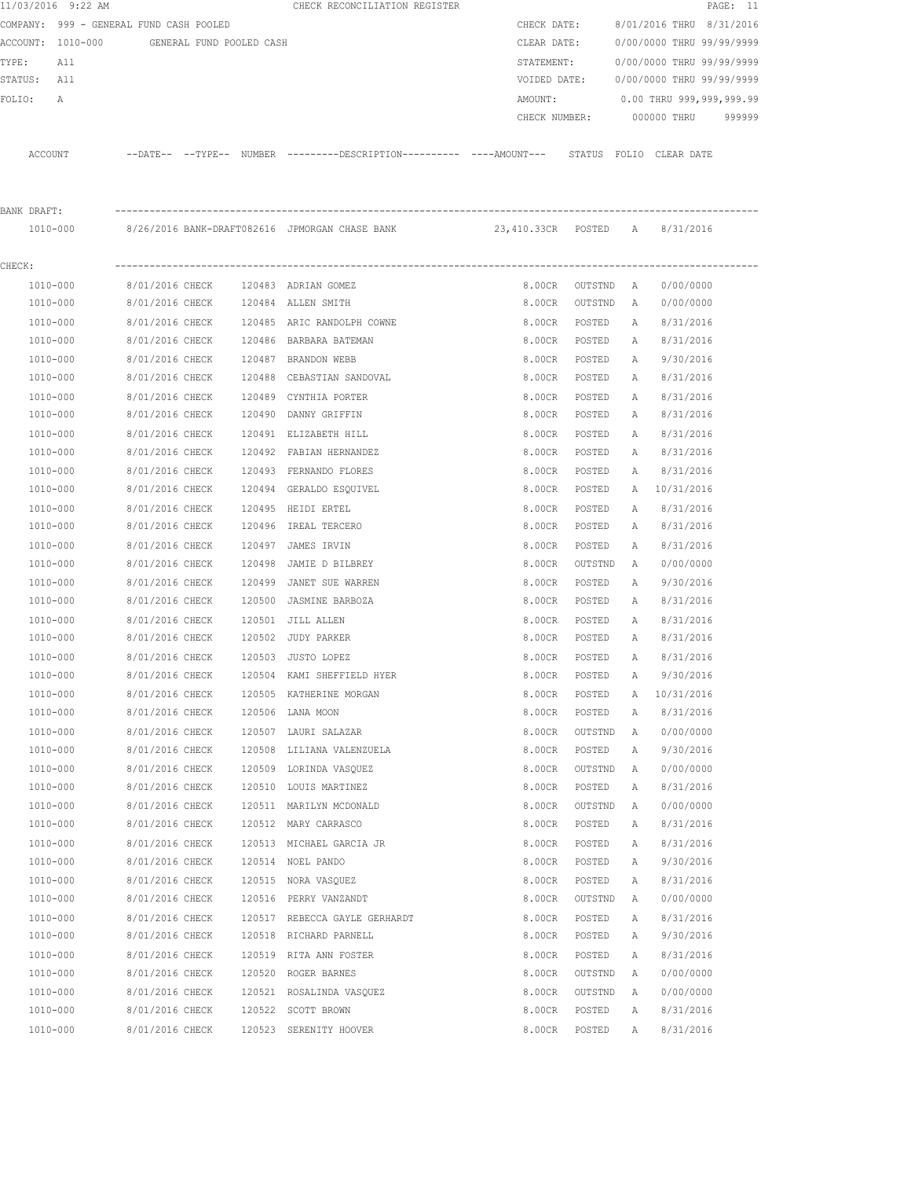11/03/2016 9:22 AM CHECK RECONCILIATION REGISTER

COMPANY: 999 - GENERAL FUND CASH POOLED
ACCOUNT: 1010-000 GENERAL FUND POOLED CASH
TYPE: All
STATUS: All
FOLIO: A

CHECK DATE: 8/01/2016 THRU 8/31/2016
CLEAR DATE: 0/00/0000 THRU 99/99/9999
STATEMENT: 0/00/0000 THRU 99/99/9999
VOIDED DATE: 0/00/0000 THRU 99/99/9999
AMOUNT: 0.00 THRU 999,999,999.99
CHECK NUMBER: 000000 THRU 999999

| ACCOUNT | --DATE-- | --TYPE-- | NUMBER | ---------DESCRIPTION---------- | ----AMOUNT--- | STATUS | FOLIO | CLEAR DATE |
|---|---|---|---|---|---|---|---|---|
| **BANK DRAFT:** | | | | | | | | |
| 1010-000 | 8/26/2016 | BANK-DRAFT | 082616 | JPMORGAN CHASE BANK | 23,410.33CR | POSTED | A | 8/31/2016 |
| **CHECK:** | | | | | | | | |
| 1010-000 | 8/01/2016 | CHECK | 120483 | ADRIAN GOMEZ | 8.00CR | OUTSTND | A | 0/00/0000 |
| 1010-000 | 8/01/2016 | CHECK | 120484 | ALLEN SMITH | 8.00CR | OUTSTND | A | 0/00/0000 |
| 1010-000 | 8/01/2016 | CHECK | 120485 | ARIC RANDOLPH COWNE | 8.00CR | POSTED | A | 8/31/2016 |
| 1010-000 | 8/01/2016 | CHECK | 120486 | BARBARA BATEMAN | 8.00CR | POSTED | A | 8/31/2016 |
| 1010-000 | 8/01/2016 | CHECK | 120487 | BRANDON WEBB | 8.00CR | POSTED | A | 9/30/2016 |
| 1010-000 | 8/01/2016 | CHECK | 120488 | CEBASTIAN SANDOVAL | 8.00CR | POSTED | A | 8/31/2016 |
| 1010-000 | 8/01/2016 | CHECK | 120489 | CYNTHIA PORTER | 8.00CR | POSTED | A | 8/31/2016 |
| 1010-000 | 8/01/2016 | CHECK | 120490 | DANNY GRIFFIN | 8.00CR | POSTED | A | 8/31/2016 |
| 1010-000 | 8/01/2016 | CHECK | 120491 | ELIZABETH HILL | 8.00CR | POSTED | A | 8/31/2016 |
| 1010-000 | 8/01/2016 | CHECK | 120492 | FABIAN HERNANDEZ | 8.00CR | POSTED | A | 8/31/2016 |
| 1010-000 | 8/01/2016 | CHECK | 120493 | FERNANDO FLORES | 8.00CR | POSTED | A | 8/31/2016 |
| 1010-000 | 8/01/2016 | CHECK | 120494 | GERALDO ESQUIVEL | 8.00CR | POSTED | A | 10/31/2016 |
| 1010-000 | 8/01/2016 | CHECK | 120495 | HEIDI ERTEL | 8.00CR | POSTED | A | 8/31/2016 |
| 1010-000 | 8/01/2016 | CHECK | 120496 | IREAL TERCERO | 8.00CR | POSTED | A | 8/31/2016 |
| 1010-000 | 8/01/2016 | CHECK | 120497 | JAMES IRVIN | 8.00CR | POSTED | A | 8/31/2016 |
| 1010-000 | 8/01/2016 | CHECK | 120498 | JAMIE D BILBREY | 8.00CR | OUTSTND | A | 0/00/0000 |
| 1010-000 | 8/01/2016 | CHECK | 120499 | JANET SUE WARREN | 8.00CR | POSTED | A | 9/30/2016 |
| 1010-000 | 8/01/2016 | CHECK | 120500 | JASMINE BARBOZA | 8.00CR | POSTED | A | 8/31/2016 |
| 1010-000 | 8/01/2016 | CHECK | 120501 | JILL ALLEN | 8.00CR | POSTED | A | 8/31/2016 |
| 1010-000 | 8/01/2016 | CHECK | 120502 | JUDY PARKER | 8.00CR | POSTED | A | 8/31/2016 |
| 1010-000 | 8/01/2016 | CHECK | 120503 | JUSTO LOPEZ | 8.00CR | POSTED | A | 8/31/2016 |
| 1010-000 | 8/01/2016 | CHECK | 120504 | KAMI SHEFFIELD HYER | 8.00CR | POSTED | A | 9/30/2016 |
| 1010-000 | 8/01/2016 | CHECK | 120505 | KATHERINE MORGAN | 8.00CR | POSTED | A | 10/31/2016 |
| 1010-000 | 8/01/2016 | CHECK | 120506 | LANA MOON | 8.00CR | POSTED | A | 8/31/2016 |
| 1010-000 | 8/01/2016 | CHECK | 120507 | LAURI SALAZAR | 8.00CR | OUTSTND | A | 0/00/0000 |
| 1010-000 | 8/01/2016 | CHECK | 120508 | LILIANA VALENZUELA | 8.00CR | POSTED | A | 9/30/2016 |
| 1010-000 | 8/01/2016 | CHECK | 120509 | LORINDA VASQUEZ | 8.00CR | OUTSTND | A | 0/00/0000 |
| 1010-000 | 8/01/2016 | CHECK | 120510 | LOUIS MARTINEZ | 8.00CR | POSTED | A | 8/31/2016 |
| 1010-000 | 8/01/2016 | CHECK | 120511 | MARILYN MCDONALD | 8.00CR | OUTSTND | A | 0/00/0000 |
| 1010-000 | 8/01/2016 | CHECK | 120512 | MARY CARRASCO | 8.00CR | POSTED | A | 8/31/2016 |
| 1010-000 | 8/01/2016 | CHECK | 120513 | MICHAEL GARCIA JR | 8.00CR | POSTED | A | 8/31/2016 |
| 1010-000 | 8/01/2016 | CHECK | 120514 | NOEL PANDO | 8.00CR | POSTED | A | 9/30/2016 |
| 1010-000 | 8/01/2016 | CHECK | 120515 | NORA VASQUEZ | 8.00CR | POSTED | A | 8/31/2016 |
| 1010-000 | 8/01/2016 | CHECK | 120516 | PERRY VANZANDT | 8.00CR | OUTSTND | A | 0/00/0000 |
| 1010-000 | 8/01/2016 | CHECK | 120517 | REBECCA GAYLE GERHARDT | 8.00CR | POSTED | A | 8/31/2016 |
| 1010-000 | 8/01/2016 | CHECK | 120518 | RICHARD PARNELL | 8.00CR | POSTED | A | 9/30/2016 |
| 1010-000 | 8/01/2016 | CHECK | 120519 | RITA ANN FOSTER | 8.00CR | POSTED | A | 8/31/2016 |
| 1010-000 | 8/01/2016 | CHECK | 120520 | ROGER BARNES | 8.00CR | OUTSTND | A | 0/00/0000 |
| 1010-000 | 8/01/2016 | CHECK | 120521 | ROSALINDA VASQUEZ | 8.00CR | OUTSTND | A | 0/00/0000 |
| 1010-000 | 8/01/2016 | CHECK | 120522 | SCOTT BROWN | 8.00CR | POSTED | A | 8/31/2016 |
| 1010-000 | 8/01/2016 | CHECK | 120523 | SERENITY HOOVER | 8.00CR | POSTED | A | 8/31/2016 |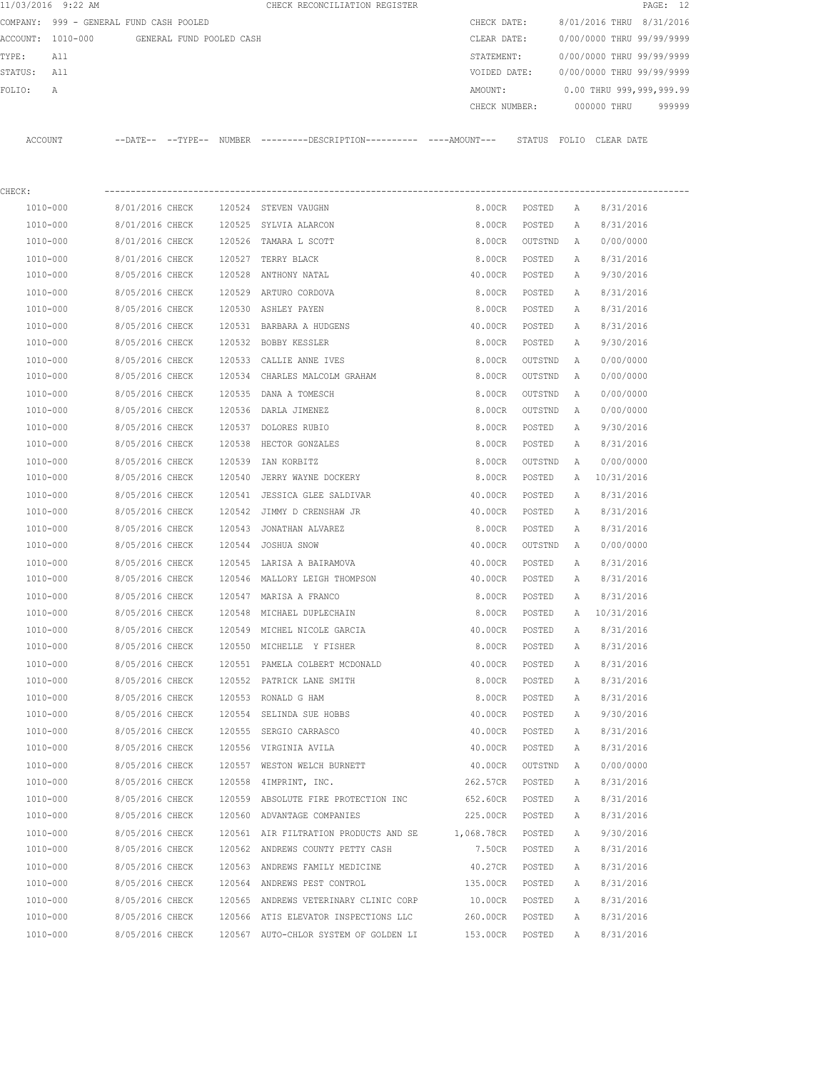11/03/2016 9:22 AM CHECK RECONCILIATION REGISTER

COMPANY: 999 - GENERAL FUND CASH POOLED
ACCOUNT: 1010-000 GENERAL FUND POOLED CASH
TYPE: All
STATUS: All
FOLIO: A

CHECK DATE: 8/01/2016 THRU 8/31/2016
CLEAR DATE: 0/00/0000 THRU 99/99/9999
STATEMENT: 0/00/0000 THRU 99/99/9999
VOIDED DATE: 0/00/0000 THRU 99/99/9999
AMOUNT: 0.00 THRU 999,999,999.99
CHECK NUMBER: 000000 THRU 999999

CHECK:

| ACCOUNT | DATE | TYPE | NUMBER | DESCRIPTION | AMOUNT | STATUS | FOLIO | CLEAR DATE |
|---|---|---|---|---|---|---|---|---|
| 1010-000 | 8/01/2016 | CHECK | 120524 | STEVEN VAUGHN | 8.00CR | POSTED | A | 8/31/2016 |
| 1010-000 | 8/01/2016 | CHECK | 120525 | SYLVIA ALARCON | 8.00CR | POSTED | A | 8/31/2016 |
| 1010-000 | 8/01/2016 | CHECK | 120526 | TAMARA L SCOTT | 8.00CR | OUTSTND | A | 0/00/0000 |
| 1010-000 | 8/01/2016 | CHECK | 120527 | TERRY BLACK | 8.00CR | POSTED | A | 8/31/2016 |
| 1010-000 | 8/05/2016 | CHECK | 120528 | ANTHONY NATAL | 40.00CR | POSTED | A | 9/30/2016 |
| 1010-000 | 8/05/2016 | CHECK | 120529 | ARTURO CORDOVA | 8.00CR | POSTED | A | 8/31/2016 |
| 1010-000 | 8/05/2016 | CHECK | 120530 | ASHLEY PAYEN | 8.00CR | POSTED | A | 8/31/2016 |
| 1010-000 | 8/05/2016 | CHECK | 120531 | BARBARA A HUDGENS | 40.00CR | POSTED | A | 8/31/2016 |
| 1010-000 | 8/05/2016 | CHECK | 120532 | BOBBY KESSLER | 8.00CR | POSTED | A | 9/30/2016 |
| 1010-000 | 8/05/2016 | CHECK | 120533 | CALLIE ANNE IVES | 8.00CR | OUTSTND | A | 0/00/0000 |
| 1010-000 | 8/05/2016 | CHECK | 120534 | CHARLES MALCOLM GRAHAM | 8.00CR | OUTSTND | A | 0/00/0000 |
| 1010-000 | 8/05/2016 | CHECK | 120535 | DANA A TOMESCH | 8.00CR | OUTSTND | A | 0/00/0000 |
| 1010-000 | 8/05/2016 | CHECK | 120536 | DARLA JIMENEZ | 8.00CR | OUTSTND | A | 0/00/0000 |
| 1010-000 | 8/05/2016 | CHECK | 120537 | DOLORES RUBIO | 8.00CR | POSTED | A | 9/30/2016 |
| 1010-000 | 8/05/2016 | CHECK | 120538 | HECTOR GONZALES | 8.00CR | POSTED | A | 8/31/2016 |
| 1010-000 | 8/05/2016 | CHECK | 120539 | IAN KORBITZ | 8.00CR | OUTSTND | A | 0/00/0000 |
| 1010-000 | 8/05/2016 | CHECK | 120540 | JERRY WAYNE DOCKERY | 8.00CR | POSTED | A | 10/31/2016 |
| 1010-000 | 8/05/2016 | CHECK | 120541 | JESSICA GLEE SALDIVAR | 40.00CR | POSTED | A | 8/31/2016 |
| 1010-000 | 8/05/2016 | CHECK | 120542 | JIMMY D CRENSHAW JR | 40.00CR | POSTED | A | 8/31/2016 |
| 1010-000 | 8/05/2016 | CHECK | 120543 | JONATHAN ALVAREZ | 8.00CR | POSTED | A | 8/31/2016 |
| 1010-000 | 8/05/2016 | CHECK | 120544 | JOSHUA SNOW | 40.00CR | OUTSTND | A | 0/00/0000 |
| 1010-000 | 8/05/2016 | CHECK | 120545 | LARISA A BAIRAMOVA | 40.00CR | POSTED | A | 8/31/2016 |
| 1010-000 | 8/05/2016 | CHECK | 120546 | MALLORY LEIGH THOMPSON | 40.00CR | POSTED | A | 8/31/2016 |
| 1010-000 | 8/05/2016 | CHECK | 120547 | MARISA A FRANCO | 8.00CR | POSTED | A | 8/31/2016 |
| 1010-000 | 8/05/2016 | CHECK | 120548 | MICHAEL DUPLECHAIN | 8.00CR | POSTED | A | 10/31/2016 |
| 1010-000 | 8/05/2016 | CHECK | 120549 | MICHEL NICOLE GARCIA | 40.00CR | POSTED | A | 8/31/2016 |
| 1010-000 | 8/05/2016 | CHECK | 120550 | MICHELLE Y FISHER | 8.00CR | POSTED | A | 8/31/2016 |
| 1010-000 | 8/05/2016 | CHECK | 120551 | PAMELA COLBERT MCDONALD | 40.00CR | POSTED | A | 8/31/2016 |
| 1010-000 | 8/05/2016 | CHECK | 120552 | PATRICK LANE SMITH | 8.00CR | POSTED | A | 8/31/2016 |
| 1010-000 | 8/05/2016 | CHECK | 120553 | RONALD G HAM | 8.00CR | POSTED | A | 8/31/2016 |
| 1010-000 | 8/05/2016 | CHECK | 120554 | SELINDA SUE HOBBS | 40.00CR | POSTED | A | 9/30/2016 |
| 1010-000 | 8/05/2016 | CHECK | 120555 | SERGIO CARRASCO | 40.00CR | POSTED | A | 8/31/2016 |
| 1010-000 | 8/05/2016 | CHECK | 120556 | VIRGINIA AVILA | 40.00CR | POSTED | A | 8/31/2016 |
| 1010-000 | 8/05/2016 | CHECK | 120557 | WESTON WELCH BURNETT | 40.00CR | OUTSTND | A | 0/00/0000 |
| 1010-000 | 8/05/2016 | CHECK | 120558 | 4IMPRINT, INC. | 262.57CR | POSTED | A | 8/31/2016 |
| 1010-000 | 8/05/2016 | CHECK | 120559 | ABSOLUTE FIRE PROTECTION INC | 652.60CR | POSTED | A | 8/31/2016 |
| 1010-000 | 8/05/2016 | CHECK | 120560 | ADVANTAGE COMPANIES | 225.00CR | POSTED | A | 8/31/2016 |
| 1010-000 | 8/05/2016 | CHECK | 120561 | AIR FILTRATION PRODUCTS AND SE | 1,068.78CR | POSTED | A | 9/30/2016 |
| 1010-000 | 8/05/2016 | CHECK | 120562 | ANDREWS COUNTY PETTY CASH | 7.50CR | POSTED | A | 8/31/2016 |
| 1010-000 | 8/05/2016 | CHECK | 120563 | ANDREWS FAMILY MEDICINE | 40.27CR | POSTED | A | 8/31/2016 |
| 1010-000 | 8/05/2016 | CHECK | 120564 | ANDREWS PEST CONTROL | 135.00CR | POSTED | A | 8/31/2016 |
| 1010-000 | 8/05/2016 | CHECK | 120565 | ANDREWS VETERINARY CLINIC CORP | 10.00CR | POSTED | A | 8/31/2016 |
| 1010-000 | 8/05/2016 | CHECK | 120566 | ATIS ELEVATOR INSPECTIONS LLC | 260.00CR | POSTED | A | 8/31/2016 |
| 1010-000 | 8/05/2016 | CHECK | 120567 | AUTO-CHLOR SYSTEM OF GOLDEN LI | 153.00CR | POSTED | A | 8/31/2016 |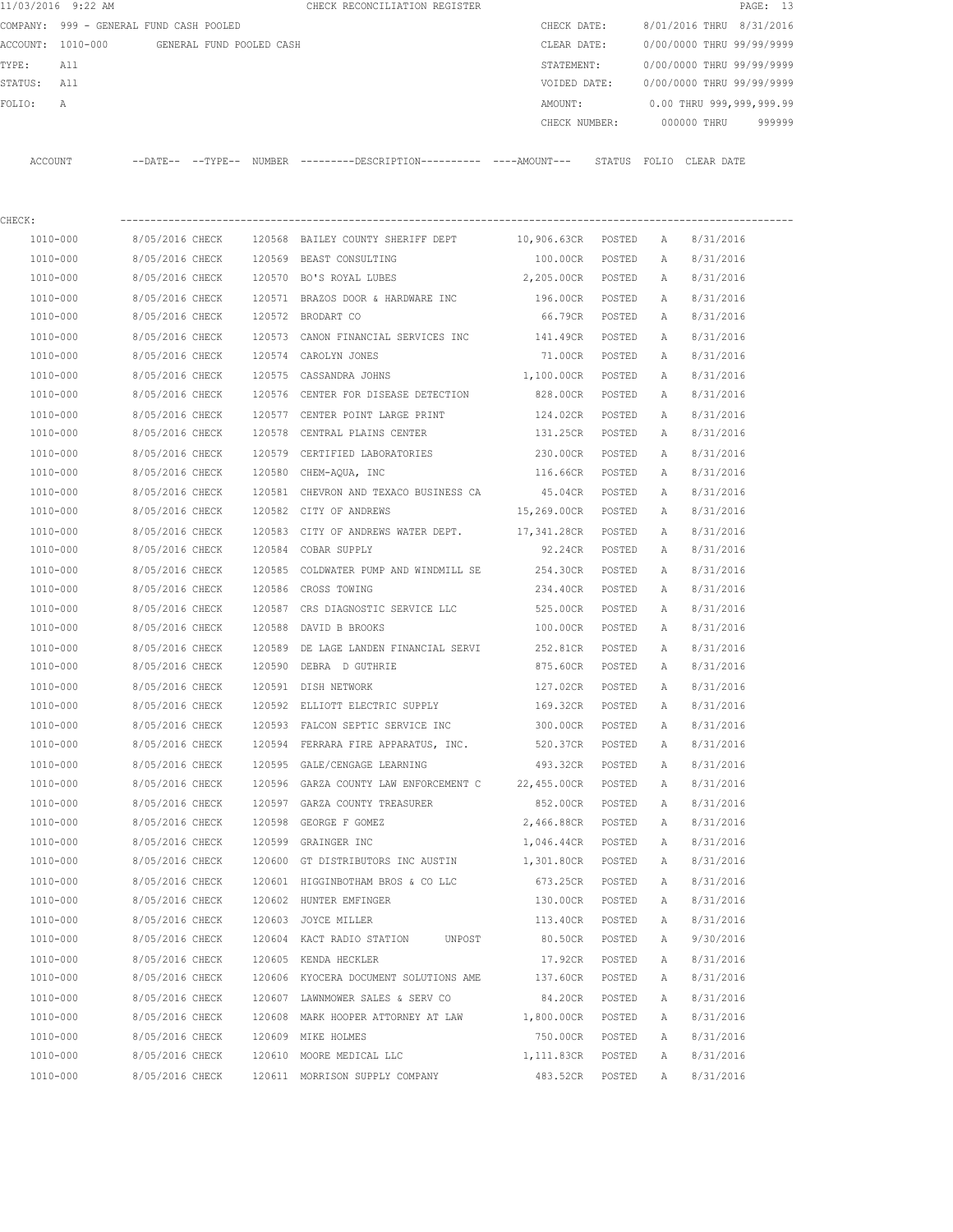11/03/2016 9:22 AM CHECK RECONCILIATION REGISTER

COMPANY: 999 - GENERAL FUND CASH POOLED
ACCOUNT: 1010-000 GENERAL FUND POOLED CASH
TYPE: All
STATUS: All
FOLIO: A

CHECK DATE: 8/01/2016 THRU 8/31/2016
CLEAR DATE: 0/00/0000 THRU 99/99/9999
STATEMENT: 0/00/0000 THRU 99/99/9999
VOIDED DATE: 0/00/0000 THRU 99/99/9999
AMOUNT: 0.00 THRU 999,999,999.99
CHECK NUMBER: 000000 THRU 999999

CHECK:

| ACCOUNT | --DATE-- | --TYPE-- | NUMBER | ---------DESCRIPTION---------- | ----AMOUNT--- | STATUS | FOLIO | CLEAR DATE |
|---|---|---|---|---|---|---|---|---|
| 1010-000 | 8/05/2016 | CHECK | 120568 | BAILEY COUNTY SHERIFF DEPT | 10,906.63CR | POSTED | A | 8/31/2016 |
| 1010-000 | 8/05/2016 | CHECK | 120569 | BEAST CONSULTING | 100.00CR | POSTED | A | 8/31/2016 |
| 1010-000 | 8/05/2016 | CHECK | 120570 | BO'S ROYAL LUBES | 2,205.00CR | POSTED | A | 8/31/2016 |
| 1010-000 | 8/05/2016 | CHECK | 120571 | BRAZOS DOOR & HARDWARE INC | 196.00CR | POSTED | A | 8/31/2016 |
| 1010-000 | 8/05/2016 | CHECK | 120572 | BRODART CO | 66.79CR | POSTED | A | 8/31/2016 |
| 1010-000 | 8/05/2016 | CHECK | 120573 | CANON FINANCIAL SERVICES INC | 141.49CR | POSTED | A | 8/31/2016 |
| 1010-000 | 8/05/2016 | CHECK | 120574 | CAROLYN JONES | 71.00CR | POSTED | A | 8/31/2016 |
| 1010-000 | 8/05/2016 | CHECK | 120575 | CASSANDRA JOHNS | 1,100.00CR | POSTED | A | 8/31/2016 |
| 1010-000 | 8/05/2016 | CHECK | 120576 | CENTER FOR DISEASE DETECTION | 828.00CR | POSTED | A | 8/31/2016 |
| 1010-000 | 8/05/2016 | CHECK | 120577 | CENTER POINT LARGE PRINT | 124.02CR | POSTED | A | 8/31/2016 |
| 1010-000 | 8/05/2016 | CHECK | 120578 | CENTRAL PLAINS CENTER | 131.25CR | POSTED | A | 8/31/2016 |
| 1010-000 | 8/05/2016 | CHECK | 120579 | CERTIFIED LABORATORIES | 230.00CR | POSTED | A | 8/31/2016 |
| 1010-000 | 8/05/2016 | CHECK | 120580 | CHEM-AQUA, INC | 116.66CR | POSTED | A | 8/31/2016 |
| 1010-000 | 8/05/2016 | CHECK | 120581 | CHEVRON AND TEXACO BUSINESS CA | 45.04CR | POSTED | A | 8/31/2016 |
| 1010-000 | 8/05/2016 | CHECK | 120582 | CITY OF ANDREWS | 15,269.00CR | POSTED | A | 8/31/2016 |
| 1010-000 | 8/05/2016 | CHECK | 120583 | CITY OF ANDREWS WATER DEPT. | 17,341.28CR | POSTED | A | 8/31/2016 |
| 1010-000 | 8/05/2016 | CHECK | 120584 | COBAR SUPPLY | 92.24CR | POSTED | A | 8/31/2016 |
| 1010-000 | 8/05/2016 | CHECK | 120585 | COLDWATER PUMP AND WINDMILL SE | 254.30CR | POSTED | A | 8/31/2016 |
| 1010-000 | 8/05/2016 | CHECK | 120586 | CROSS TOWING | 234.40CR | POSTED | A | 8/31/2016 |
| 1010-000 | 8/05/2016 | CHECK | 120587 | CRS DIAGNOSTIC SERVICE LLC | 525.00CR | POSTED | A | 8/31/2016 |
| 1010-000 | 8/05/2016 | CHECK | 120588 | DAVID B BROOKS | 100.00CR | POSTED | A | 8/31/2016 |
| 1010-000 | 8/05/2016 | CHECK | 120589 | DE LAGE LANDEN FINANCIAL SERVI | 252.81CR | POSTED | A | 8/31/2016 |
| 1010-000 | 8/05/2016 | CHECK | 120590 | DEBRA D GUTHRIE | 875.60CR | POSTED | A | 8/31/2016 |
| 1010-000 | 8/05/2016 | CHECK | 120591 | DISH NETWORK | 127.02CR | POSTED | A | 8/31/2016 |
| 1010-000 | 8/05/2016 | CHECK | 120592 | ELLIOTT ELECTRIC SUPPLY | 169.32CR | POSTED | A | 8/31/2016 |
| 1010-000 | 8/05/2016 | CHECK | 120593 | FALCON SEPTIC SERVICE INC | 300.00CR | POSTED | A | 8/31/2016 |
| 1010-000 | 8/05/2016 | CHECK | 120594 | FERRARA FIRE APPARATUS, INC. | 520.37CR | POSTED | A | 8/31/2016 |
| 1010-000 | 8/05/2016 | CHECK | 120595 | GALE/CENGAGE LEARNING | 493.32CR | POSTED | A | 8/31/2016 |
| 1010-000 | 8/05/2016 | CHECK | 120596 | GARZA COUNTY LAW ENFORCEMENT C | 22,455.00CR | POSTED | A | 8/31/2016 |
| 1010-000 | 8/05/2016 | CHECK | 120597 | GARZA COUNTY TREASURER | 852.00CR | POSTED | A | 8/31/2016 |
| 1010-000 | 8/05/2016 | CHECK | 120598 | GEORGE F GOMEZ | 2,466.88CR | POSTED | A | 8/31/2016 |
| 1010-000 | 8/05/2016 | CHECK | 120599 | GRAINGER INC | 1,046.44CR | POSTED | A | 8/31/2016 |
| 1010-000 | 8/05/2016 | CHECK | 120600 | GT DISTRIBUTORS INC AUSTIN | 1,301.80CR | POSTED | A | 8/31/2016 |
| 1010-000 | 8/05/2016 | CHECK | 120601 | HIGGINBOTHAM BROS & CO LLC | 673.25CR | POSTED | A | 8/31/2016 |
| 1010-000 | 8/05/2016 | CHECK | 120602 | HUNTER EMFINGER | 130.00CR | POSTED | A | 8/31/2016 |
| 1010-000 | 8/05/2016 | CHECK | 120603 | JOYCE MILLER | 113.40CR | POSTED | A | 8/31/2016 |
| 1010-000 | 8/05/2016 | CHECK | 120604 | KACT RADIO STATION UNPOST | 80.50CR | POSTED | A | 9/30/2016 |
| 1010-000 | 8/05/2016 | CHECK | 120605 | KENDA HECKLER | 17.92CR | POSTED | A | 8/31/2016 |
| 1010-000 | 8/05/2016 | CHECK | 120606 | KYOCERA DOCUMENT SOLUTIONS AME | 137.60CR | POSTED | A | 8/31/2016 |
| 1010-000 | 8/05/2016 | CHECK | 120607 | LAWNMOWER SALES & SERV CO | 84.20CR | POSTED | A | 8/31/2016 |
| 1010-000 | 8/05/2016 | CHECK | 120608 | MARK HOOPER ATTORNEY AT LAW | 1,800.00CR | POSTED | A | 8/31/2016 |
| 1010-000 | 8/05/2016 | CHECK | 120609 | MIKE HOLMES | 750.00CR | POSTED | A | 8/31/2016 |
| 1010-000 | 8/05/2016 | CHECK | 120610 | MOORE MEDICAL LLC | 1,111.83CR | POSTED | A | 8/31/2016 |
| 1010-000 | 8/05/2016 | CHECK | 120611 | MORRISON SUPPLY COMPANY | 483.52CR | POSTED | A | 8/31/2016 |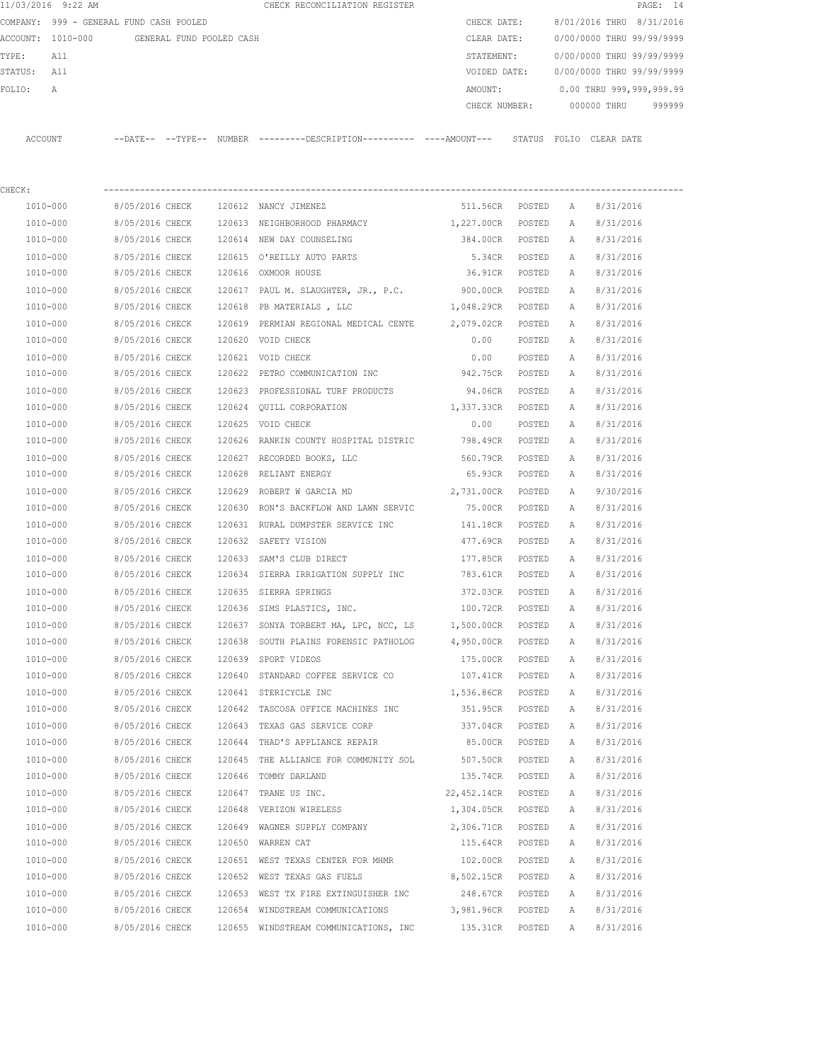11/03/2016 9:22 AM CHECK RECONCILIATION REGISTER

COMPANY: 999 - GENERAL FUND CASH POOLED
ACCOUNT: 1010-000 GENERAL FUND POOLED CASH
TYPE: All
STATUS: All
FOLIO: A

CHECK DATE: 8/01/2016 THRU 8/31/2016
CLEAR DATE: 0/00/0000 THRU 99/99/9999
STATEMENT: 0/00/0000 THRU 99/99/9999
VOIDED DATE: 0/00/0000 THRU 99/99/9999
AMOUNT: 0.00 THRU 999,999,999.99
CHECK NUMBER: 000000 THRU 999999

CHECK:

| ACCOUNT | --DATE-- | --TYPE-- | NUMBER | ---------DESCRIPTION---------- | ----AMOUNT--- | STATUS | FOLIO | CLEAR DATE |
|---|---|---|---|---|---|---|---|---|
| 1010-000 | 8/05/2016 | CHECK | 120612 | NANCY JIMENEZ | 511.56CR | POSTED | A | 8/31/2016 |
| 1010-000 | 8/05/2016 | CHECK | 120613 | NEIGHBORHOOD PHARMACY | 1,227.00CR | POSTED | A | 8/31/2016 |
| 1010-000 | 8/05/2016 | CHECK | 120614 | NEW DAY COUNSELING | 384.00CR | POSTED | A | 8/31/2016 |
| 1010-000 | 8/05/2016 | CHECK | 120615 | O'REILLY AUTO PARTS | 5.34CR | POSTED | A | 8/31/2016 |
| 1010-000 | 8/05/2016 | CHECK | 120616 | OXMOOR HOUSE | 36.91CR | POSTED | A | 8/31/2016 |
| 1010-000 | 8/05/2016 | CHECK | 120617 | PAUL M. SLAUGHTER, JR., P.C. | 900.00CR | POSTED | A | 8/31/2016 |
| 1010-000 | 8/05/2016 | CHECK | 120618 | PB MATERIALS , LLC | 1,048.29CR | POSTED | A | 8/31/2016 |
| 1010-000 | 8/05/2016 | CHECK | 120619 | PERMIAN REGIONAL MEDICAL CENTE | 2,079.02CR | POSTED | A | 8/31/2016 |
| 1010-000 | 8/05/2016 | CHECK | 120620 | VOID CHECK | 0.00 | POSTED | A | 8/31/2016 |
| 1010-000 | 8/05/2016 | CHECK | 120621 | VOID CHECK | 0.00 | POSTED | A | 8/31/2016 |
| 1010-000 | 8/05/2016 | CHECK | 120622 | PETRO COMMUNICATION INC | 942.75CR | POSTED | A | 8/31/2016 |
| 1010-000 | 8/05/2016 | CHECK | 120623 | PROFESSIONAL TURF PRODUCTS | 94.06CR | POSTED | A | 8/31/2016 |
| 1010-000 | 8/05/2016 | CHECK | 120624 | QUILL CORPORATION | 1,337.33CR | POSTED | A | 8/31/2016 |
| 1010-000 | 8/05/2016 | CHECK | 120625 | VOID CHECK | 0.00 | POSTED | A | 8/31/2016 |
| 1010-000 | 8/05/2016 | CHECK | 120626 | RANKIN COUNTY HOSPITAL DISTRIC | 798.49CR | POSTED | A | 8/31/2016 |
| 1010-000 | 8/05/2016 | CHECK | 120627 | RECORDED BOOKS, LLC | 560.79CR | POSTED | A | 8/31/2016 |
| 1010-000 | 8/05/2016 | CHECK | 120628 | RELIANT ENERGY | 65.93CR | POSTED | A | 8/31/2016 |
| 1010-000 | 8/05/2016 | CHECK | 120629 | ROBERT W GARCIA MD | 2,731.00CR | POSTED | A | 9/30/2016 |
| 1010-000 | 8/05/2016 | CHECK | 120630 | RON'S BACKFLOW AND LAWN SERVIC | 75.00CR | POSTED | A | 8/31/2016 |
| 1010-000 | 8/05/2016 | CHECK | 120631 | RURAL DUMPSTER SERVICE INC | 141.18CR | POSTED | A | 8/31/2016 |
| 1010-000 | 8/05/2016 | CHECK | 120632 | SAFETY VISION | 477.69CR | POSTED | A | 8/31/2016 |
| 1010-000 | 8/05/2016 | CHECK | 120633 | SAM'S CLUB DIRECT | 177.85CR | POSTED | A | 8/31/2016 |
| 1010-000 | 8/05/2016 | CHECK | 120634 | SIERRA IRRIGATION SUPPLY INC | 783.61CR | POSTED | A | 8/31/2016 |
| 1010-000 | 8/05/2016 | CHECK | 120635 | SIERRA SPRINGS | 372.03CR | POSTED | A | 8/31/2016 |
| 1010-000 | 8/05/2016 | CHECK | 120636 | SIMS PLASTICS, INC. | 100.72CR | POSTED | A | 8/31/2016 |
| 1010-000 | 8/05/2016 | CHECK | 120637 | SONYA TORBERT MA, LPC, NCC, LS | 1,500.00CR | POSTED | A | 8/31/2016 |
| 1010-000 | 8/05/2016 | CHECK | 120638 | SOUTH PLAINS FORENSIC PATHOLOG | 4,950.00CR | POSTED | A | 8/31/2016 |
| 1010-000 | 8/05/2016 | CHECK | 120639 | SPORT VIDEOS | 175.00CR | POSTED | A | 8/31/2016 |
| 1010-000 | 8/05/2016 | CHECK | 120640 | STANDARD COFFEE SERVICE CO | 107.41CR | POSTED | A | 8/31/2016 |
| 1010-000 | 8/05/2016 | CHECK | 120641 | STERICYCLE INC | 1,536.86CR | POSTED | A | 8/31/2016 |
| 1010-000 | 8/05/2016 | CHECK | 120642 | TASCOSA OFFICE MACHINES INC | 351.95CR | POSTED | A | 8/31/2016 |
| 1010-000 | 8/05/2016 | CHECK | 120643 | TEXAS GAS SERVICE CORP | 337.04CR | POSTED | A | 8/31/2016 |
| 1010-000 | 8/05/2016 | CHECK | 120644 | THAD'S APPLIANCE REPAIR | 85.00CR | POSTED | A | 8/31/2016 |
| 1010-000 | 8/05/2016 | CHECK | 120645 | THE ALLIANCE FOR COMMUNITY SOL | 507.50CR | POSTED | A | 8/31/2016 |
| 1010-000 | 8/05/2016 | CHECK | 120646 | TOMMY DARLAND | 135.74CR | POSTED | A | 8/31/2016 |
| 1010-000 | 8/05/2016 | CHECK | 120647 | TRANE US INC. | 22,452.14CR | POSTED | A | 8/31/2016 |
| 1010-000 | 8/05/2016 | CHECK | 120648 | VERIZON WIRELESS | 1,304.05CR | POSTED | A | 8/31/2016 |
| 1010-000 | 8/05/2016 | CHECK | 120649 | WAGNER SUPPLY COMPANY | 2,306.71CR | POSTED | A | 8/31/2016 |
| 1010-000 | 8/05/2016 | CHECK | 120650 | WARREN CAT | 115.64CR | POSTED | A | 8/31/2016 |
| 1010-000 | 8/05/2016 | CHECK | 120651 | WEST TEXAS CENTER FOR MHMR | 102.00CR | POSTED | A | 8/31/2016 |
| 1010-000 | 8/05/2016 | CHECK | 120652 | WEST TEXAS GAS FUELS | 8,502.15CR | POSTED | A | 8/31/2016 |
| 1010-000 | 8/05/2016 | CHECK | 120653 | WEST TX FIRE EXTINGUISHER INC | 248.67CR | POSTED | A | 8/31/2016 |
| 1010-000 | 8/05/2016 | CHECK | 120654 | WINDSTREAM COMMUNICATIONS | 3,981.96CR | POSTED | A | 8/31/2016 |
| 1010-000 | 8/05/2016 | CHECK | 120655 | WINDSTREAM COMMUNICATIONS, INC | 135.31CR | POSTED | A | 8/31/2016 |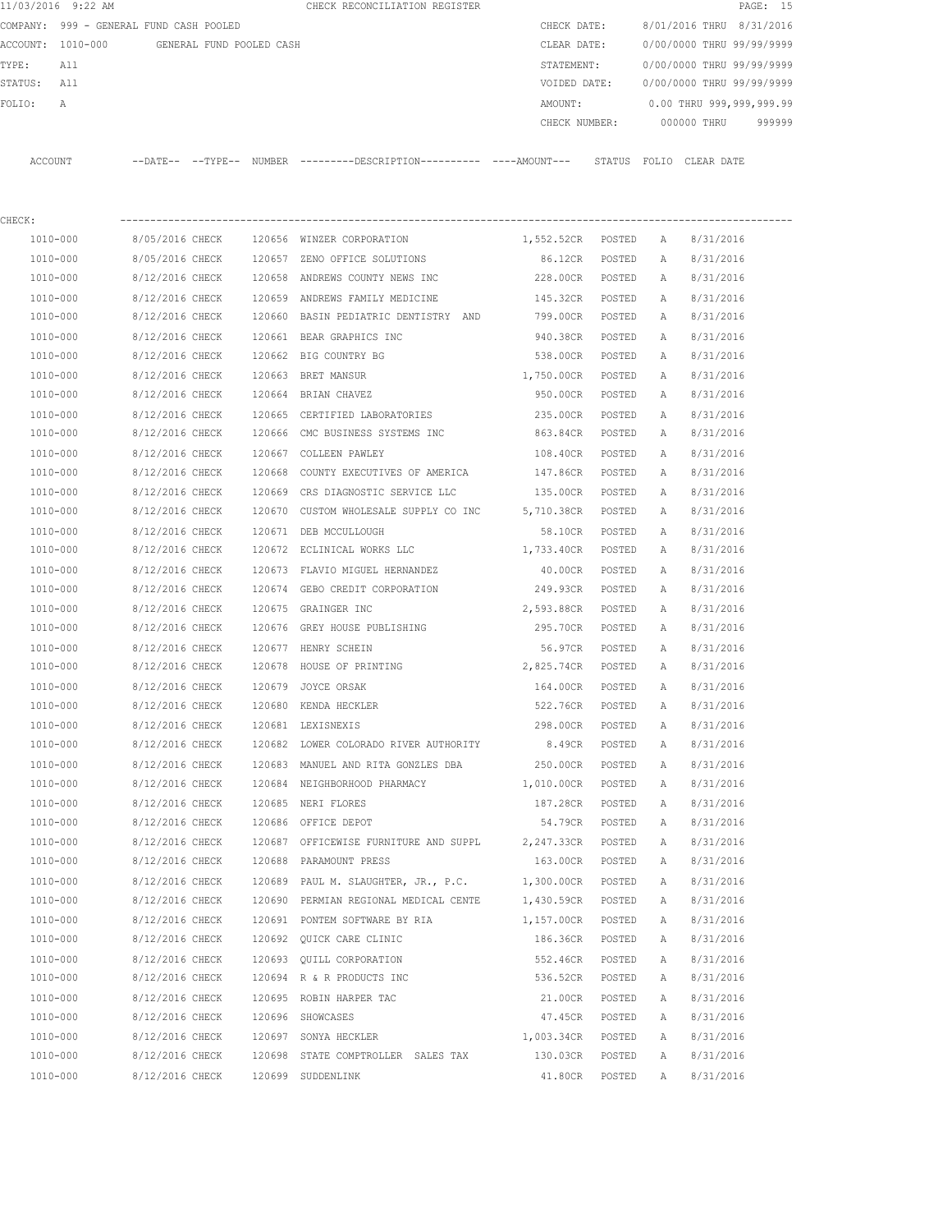11/03/2016 9:22 AM CHECK RECONCILIATION REGISTER

COMPANY: 999 - GENERAL FUND CASH POOLED
ACCOUNT: 1010-000 GENERAL FUND POOLED CASH
TYPE: All
STATUS: All
FOLIO: A

CHECK DATE: 8/01/2016 THRU 8/31/2016
CLEAR DATE: 0/00/0000 THRU 99/99/9999
STATEMENT: 0/00/0000 THRU 99/99/9999
VOIDED DATE: 0/00/0000 THRU 99/99/9999
AMOUNT: 0.00 THRU 999,999,999.99
CHECK NUMBER: 000000 THRU 999999

CHECK:

| ACCOUNT | --DATE-- | --TYPE-- | NUMBER | ---------DESCRIPTION---------- | ----AMOUNT--- | STATUS | FOLIO | CLEAR DATE |
|---|---|---|---|---|---|---|---|---|
| 1010-000 | 8/05/2016 | CHECK | 120656 | WINZER CORPORATION | 1,552.52CR | POSTED | A | 8/31/2016 |
| 1010-000 | 8/05/2016 | CHECK | 120657 | ZENO OFFICE SOLUTIONS | 86.12CR | POSTED | A | 8/31/2016 |
| 1010-000 | 8/12/2016 | CHECK | 120658 | ANDREWS COUNTY NEWS INC | 228.00CR | POSTED | A | 8/31/2016 |
| 1010-000 | 8/12/2016 | CHECK | 120659 | ANDREWS FAMILY MEDICINE | 145.32CR | POSTED | A | 8/31/2016 |
| 1010-000 | 8/12/2016 | CHECK | 120660 | BASIN PEDIATRIC DENTISTRY AND | 799.00CR | POSTED | A | 8/31/2016 |
| 1010-000 | 8/12/2016 | CHECK | 120661 | BEAR GRAPHICS INC | 940.38CR | POSTED | A | 8/31/2016 |
| 1010-000 | 8/12/2016 | CHECK | 120662 | BIG COUNTRY BG | 538.00CR | POSTED | A | 8/31/2016 |
| 1010-000 | 8/12/2016 | CHECK | 120663 | BRET MANSUR | 1,750.00CR | POSTED | A | 8/31/2016 |
| 1010-000 | 8/12/2016 | CHECK | 120664 | BRIAN CHAVEZ | 950.00CR | POSTED | A | 8/31/2016 |
| 1010-000 | 8/12/2016 | CHECK | 120665 | CERTIFIED LABORATORIES | 235.00CR | POSTED | A | 8/31/2016 |
| 1010-000 | 8/12/2016 | CHECK | 120666 | CMC BUSINESS SYSTEMS INC | 863.84CR | POSTED | A | 8/31/2016 |
| 1010-000 | 8/12/2016 | CHECK | 120667 | COLLEEN PAWLEY | 108.40CR | POSTED | A | 8/31/2016 |
| 1010-000 | 8/12/2016 | CHECK | 120668 | COUNTY EXECUTIVES OF AMERICA | 147.86CR | POSTED | A | 8/31/2016 |
| 1010-000 | 8/12/2016 | CHECK | 120669 | CRS DIAGNOSTIC SERVICE LLC | 135.00CR | POSTED | A | 8/31/2016 |
| 1010-000 | 8/12/2016 | CHECK | 120670 | CUSTOM WHOLESALE SUPPLY CO INC | 5,710.38CR | POSTED | A | 8/31/2016 |
| 1010-000 | 8/12/2016 | CHECK | 120671 | DEB MCCULLOUGH | 58.10CR | POSTED | A | 8/31/2016 |
| 1010-000 | 8/12/2016 | CHECK | 120672 | ECLINICAL WORKS LLC | 1,733.40CR | POSTED | A | 8/31/2016 |
| 1010-000 | 8/12/2016 | CHECK | 120673 | FLAVIO MIGUEL HERNANDEZ | 40.00CR | POSTED | A | 8/31/2016 |
| 1010-000 | 8/12/2016 | CHECK | 120674 | GEBO CREDIT CORPORATION | 249.93CR | POSTED | A | 8/31/2016 |
| 1010-000 | 8/12/2016 | CHECK | 120675 | GRAINGER INC | 2,593.88CR | POSTED | A | 8/31/2016 |
| 1010-000 | 8/12/2016 | CHECK | 120676 | GREY HOUSE PUBLISHING | 295.70CR | POSTED | A | 8/31/2016 |
| 1010-000 | 8/12/2016 | CHECK | 120677 | HENRY SCHEIN | 56.97CR | POSTED | A | 8/31/2016 |
| 1010-000 | 8/12/2016 | CHECK | 120678 | HOUSE OF PRINTING | 2,825.74CR | POSTED | A | 8/31/2016 |
| 1010-000 | 8/12/2016 | CHECK | 120679 | JOYCE ORSAK | 164.00CR | POSTED | A | 8/31/2016 |
| 1010-000 | 8/12/2016 | CHECK | 120680 | KENDA HECKLER | 522.76CR | POSTED | A | 8/31/2016 |
| 1010-000 | 8/12/2016 | CHECK | 120681 | LEXISNEXIS | 298.00CR | POSTED | A | 8/31/2016 |
| 1010-000 | 8/12/2016 | CHECK | 120682 | LOWER COLORADO RIVER AUTHORITY | 8.49CR | POSTED | A | 8/31/2016 |
| 1010-000 | 8/12/2016 | CHECK | 120683 | MANUEL AND RITA GONZLES DBA | 250.00CR | POSTED | A | 8/31/2016 |
| 1010-000 | 8/12/2016 | CHECK | 120684 | NEIGHBORHOOD PHARMACY | 1,010.00CR | POSTED | A | 8/31/2016 |
| 1010-000 | 8/12/2016 | CHECK | 120685 | NERI FLORES | 187.28CR | POSTED | A | 8/31/2016 |
| 1010-000 | 8/12/2016 | CHECK | 120686 | OFFICE DEPOT | 54.79CR | POSTED | A | 8/31/2016 |
| 1010-000 | 8/12/2016 | CHECK | 120687 | OFFICEWISE FURNITURE AND SUPPL | 2,247.33CR | POSTED | A | 8/31/2016 |
| 1010-000 | 8/12/2016 | CHECK | 120688 | PARAMOUNT PRESS | 163.00CR | POSTED | A | 8/31/2016 |
| 1010-000 | 8/12/2016 | CHECK | 120689 | PAUL M. SLAUGHTER, JR., P.C. | 1,300.00CR | POSTED | A | 8/31/2016 |
| 1010-000 | 8/12/2016 | CHECK | 120690 | PERMIAN REGIONAL MEDICAL CENTE | 1,430.59CR | POSTED | A | 8/31/2016 |
| 1010-000 | 8/12/2016 | CHECK | 120691 | PONTEM SOFTWARE BY RIA | 1,157.00CR | POSTED | A | 8/31/2016 |
| 1010-000 | 8/12/2016 | CHECK | 120692 | QUICK CARE CLINIC | 186.36CR | POSTED | A | 8/31/2016 |
| 1010-000 | 8/12/2016 | CHECK | 120693 | QUILL CORPORATION | 552.46CR | POSTED | A | 8/31/2016 |
| 1010-000 | 8/12/2016 | CHECK | 120694 | R & R PRODUCTS INC | 536.52CR | POSTED | A | 8/31/2016 |
| 1010-000 | 8/12/2016 | CHECK | 120695 | ROBIN HARPER TAC | 21.00CR | POSTED | A | 8/31/2016 |
| 1010-000 | 8/12/2016 | CHECK | 120696 | SHOWCASES | 47.45CR | POSTED | A | 8/31/2016 |
| 1010-000 | 8/12/2016 | CHECK | 120697 | SONYA HECKLER | 1,003.34CR | POSTED | A | 8/31/2016 |
| 1010-000 | 8/12/2016 | CHECK | 120698 | STATE COMPTROLLER SALES TAX | 130.03CR | POSTED | A | 8/31/2016 |
| 1010-000 | 8/12/2016 | CHECK | 120699 | SUDDENLINK | 41.80CR | POSTED | A | 8/31/2016 |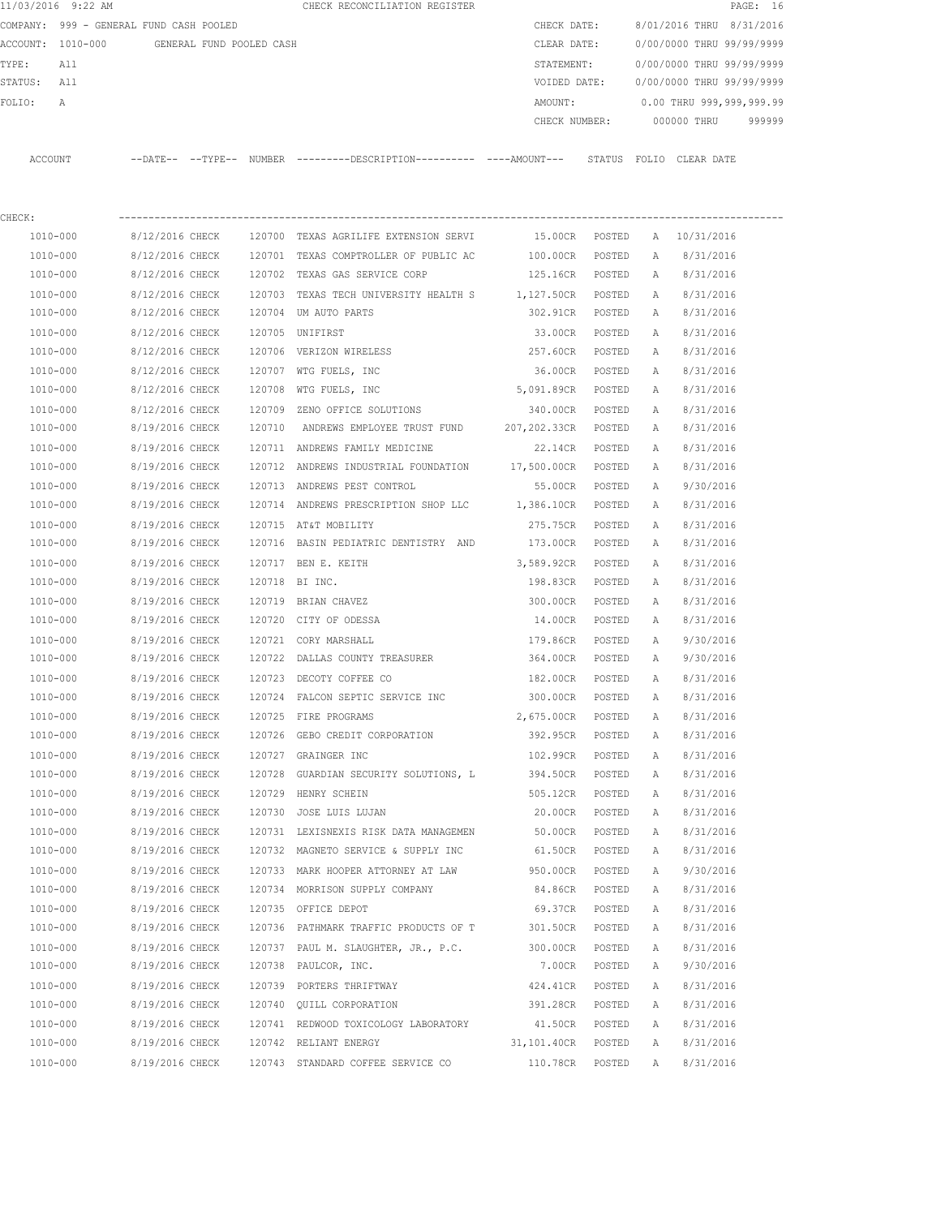11/03/2016 9:22 AM CHECK RECONCILIATION REGISTER

COMPANY: 999 - GENERAL FUND CASH POOLED

ACCOUNT: 1010-000 GENERAL FUND POOLED CASH

TYPE: All

STATUS: All

FOLIO: A

CHECK DATE: 8/01/2016 THRU 8/31/2016

CLEAR DATE: 0/00/0000 THRU 99/99/9999

STATEMENT: 0/00/0000 THRU 99/99/9999

VOIDED DATE: 0/00/0000 THRU 99/99/9999

AMOUNT: 0.00 THRU 999,999,999.99

CHECK NUMBER: 000000 THRU 999999

CHECK:

| ACCOUNT | --DATE-- | --TYPE-- | NUMBER | ---------DESCRIPTION---------- | ----AMOUNT--- | STATUS | FOLIO | CLEAR DATE |
|---|---|---|---|---|---|---|---|---|
| 1010-000 | 8/12/2016 | CHECK | 120700 | TEXAS AGRILIFE EXTENSION SERVI | 15.00CR | POSTED | A | 10/31/2016 |
| 1010-000 | 8/12/2016 | CHECK | 120701 | TEXAS COMPTROLLER OF PUBLIC AC | 100.00CR | POSTED | A | 8/31/2016 |
| 1010-000 | 8/12/2016 | CHECK | 120702 | TEXAS GAS SERVICE CORP | 125.16CR | POSTED | A | 8/31/2016 |
| 1010-000 | 8/12/2016 | CHECK | 120703 | TEXAS TECH UNIVERSITY HEALTH S | 1,127.50CR | POSTED | A | 8/31/2016 |
| 1010-000 | 8/12/2016 | CHECK | 120704 | UM AUTO PARTS | 302.91CR | POSTED | A | 8/31/2016 |
| 1010-000 | 8/12/2016 | CHECK | 120705 | UNIFIRST | 33.00CR | POSTED | A | 8/31/2016 |
| 1010-000 | 8/12/2016 | CHECK | 120706 | VERIZON WIRELESS | 257.60CR | POSTED | A | 8/31/2016 |
| 1010-000 | 8/12/2016 | CHECK | 120707 | WTG FUELS, INC | 36.00CR | POSTED | A | 8/31/2016 |
| 1010-000 | 8/12/2016 | CHECK | 120708 | WTG FUELS, INC | 5,091.89CR | POSTED | A | 8/31/2016 |
| 1010-000 | 8/12/2016 | CHECK | 120709 | ZENO OFFICE SOLUTIONS | 340.00CR | POSTED | A | 8/31/2016 |
| 1010-000 | 8/19/2016 | CHECK | 120710 | ANDREWS EMPLOYEE TRUST FUND | 207,202.33CR | POSTED | A | 8/31/2016 |
| 1010-000 | 8/19/2016 | CHECK | 120711 | ANDREWS FAMILY MEDICINE | 22.14CR | POSTED | A | 8/31/2016 |
| 1010-000 | 8/19/2016 | CHECK | 120712 | ANDREWS INDUSTRIAL FOUNDATION | 17,500.00CR | POSTED | A | 8/31/2016 |
| 1010-000 | 8/19/2016 | CHECK | 120713 | ANDREWS PEST CONTROL | 55.00CR | POSTED | A | 9/30/2016 |
| 1010-000 | 8/19/2016 | CHECK | 120714 | ANDREWS PRESCRIPTION SHOP LLC | 1,386.10CR | POSTED | A | 8/31/2016 |
| 1010-000 | 8/19/2016 | CHECK | 120715 | AT&T MOBILITY | 275.75CR | POSTED | A | 8/31/2016 |
| 1010-000 | 8/19/2016 | CHECK | 120716 | BASIN PEDIATRIC DENTISTRY AND | 173.00CR | POSTED | A | 8/31/2016 |
| 1010-000 | 8/19/2016 | CHECK | 120717 | BEN E. KEITH | 3,589.92CR | POSTED | A | 8/31/2016 |
| 1010-000 | 8/19/2016 | CHECK | 120718 | BI INC. | 198.83CR | POSTED | A | 8/31/2016 |
| 1010-000 | 8/19/2016 | CHECK | 120719 | BRIAN CHAVEZ | 300.00CR | POSTED | A | 8/31/2016 |
| 1010-000 | 8/19/2016 | CHECK | 120720 | CITY OF ODESSA | 14.00CR | POSTED | A | 8/31/2016 |
| 1010-000 | 8/19/2016 | CHECK | 120721 | CORY MARSHALL | 179.86CR | POSTED | A | 9/30/2016 |
| 1010-000 | 8/19/2016 | CHECK | 120722 | DALLAS COUNTY TREASURER | 364.00CR | POSTED | A | 9/30/2016 |
| 1010-000 | 8/19/2016 | CHECK | 120723 | DECOTY COFFEE CO | 182.00CR | POSTED | A | 8/31/2016 |
| 1010-000 | 8/19/2016 | CHECK | 120724 | FALCON SEPTIC SERVICE INC | 300.00CR | POSTED | A | 8/31/2016 |
| 1010-000 | 8/19/2016 | CHECK | 120725 | FIRE PROGRAMS | 2,675.00CR | POSTED | A | 8/31/2016 |
| 1010-000 | 8/19/2016 | CHECK | 120726 | GEBO CREDIT CORPORATION | 392.95CR | POSTED | A | 8/31/2016 |
| 1010-000 | 8/19/2016 | CHECK | 120727 | GRAINGER INC | 102.99CR | POSTED | A | 8/31/2016 |
| 1010-000 | 8/19/2016 | CHECK | 120728 | GUARDIAN SECURITY SOLUTIONS, L | 394.50CR | POSTED | A | 8/31/2016 |
| 1010-000 | 8/19/2016 | CHECK | 120729 | HENRY SCHEIN | 505.12CR | POSTED | A | 8/31/2016 |
| 1010-000 | 8/19/2016 | CHECK | 120730 | JOSE LUIS LUJAN | 20.00CR | POSTED | A | 8/31/2016 |
| 1010-000 | 8/19/2016 | CHECK | 120731 | LEXISNEXIS RISK DATA MANAGEMEN | 50.00CR | POSTED | A | 8/31/2016 |
| 1010-000 | 8/19/2016 | CHECK | 120732 | MAGNETO SERVICE & SUPPLY INC | 61.50CR | POSTED | A | 8/31/2016 |
| 1010-000 | 8/19/2016 | CHECK | 120733 | MARK HOOPER ATTORNEY AT LAW | 950.00CR | POSTED | A | 9/30/2016 |
| 1010-000 | 8/19/2016 | CHECK | 120734 | MORRISON SUPPLY COMPANY | 84.86CR | POSTED | A | 8/31/2016 |
| 1010-000 | 8/19/2016 | CHECK | 120735 | OFFICE DEPOT | 69.37CR | POSTED | A | 8/31/2016 |
| 1010-000 | 8/19/2016 | CHECK | 120736 | PATHMARK TRAFFIC PRODUCTS OF T | 301.50CR | POSTED | A | 8/31/2016 |
| 1010-000 | 8/19/2016 | CHECK | 120737 | PAUL M. SLAUGHTER, JR., P.C. | 300.00CR | POSTED | A | 8/31/2016 |
| 1010-000 | 8/19/2016 | CHECK | 120738 | PAULCOR, INC. | 7.00CR | POSTED | A | 9/30/2016 |
| 1010-000 | 8/19/2016 | CHECK | 120739 | PORTERS THRIFTWAY | 424.41CR | POSTED | A | 8/31/2016 |
| 1010-000 | 8/19/2016 | CHECK | 120740 | QUILL CORPORATION | 391.28CR | POSTED | A | 8/31/2016 |
| 1010-000 | 8/19/2016 | CHECK | 120741 | REDWOOD TOXICOLOGY LABORATORY | 41.50CR | POSTED | A | 8/31/2016 |
| 1010-000 | 8/19/2016 | CHECK | 120742 | RELIANT ENERGY | 31,101.40CR | POSTED | A | 8/31/2016 |
| 1010-000 | 8/19/2016 | CHECK | 120743 | STANDARD COFFEE SERVICE CO | 110.78CR | POSTED | A | 8/31/2016 |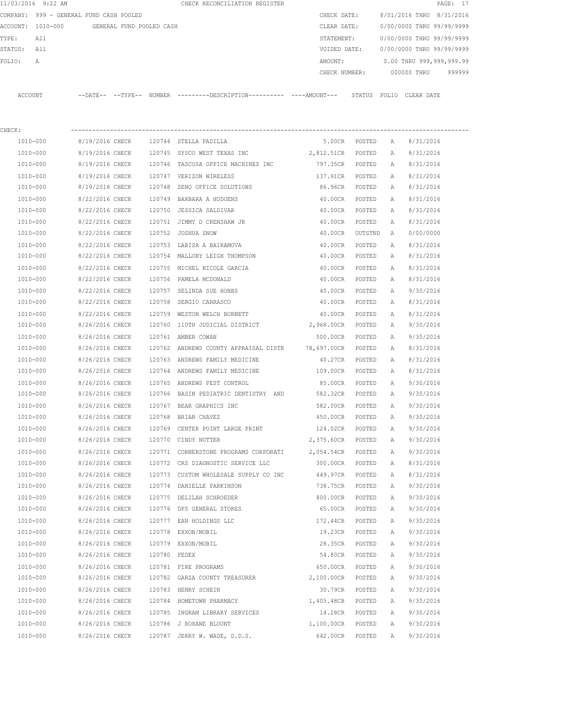11/03/2016 9:22 AM CHECK RECONCILIATION REGISTER

COMPANY: 999 - GENERAL FUND CASH POOLED

ACCOUNT: 1010-000 GENERAL FUND POOLED CASH

TYPE: All

STATUS: All

FOLIO: A

CHECK DATE: 8/01/2016 THRU 8/31/2016

CLEAR DATE: 0/00/0000 THRU 99/99/9999

STATEMENT: 0/00/0000 THRU 99/99/9999

VOIDED DATE: 0/00/0000 THRU 99/99/9999

AMOUNT: 0.00 THRU 999,999,999.99

CHECK NUMBER: 000000 THRU 999999

CHECK:

| ACCOUNT | --DATE-- | --TYPE-- | NUMBER | ---------DESCRIPTION---------- | ----AMOUNT--- | STATUS | FOLIO | CLEAR DATE |
|---|---|---|---|---|---|---|---|---|
| 1010-000 | 8/19/2016 | CHECK | 120744 | STELLA PADILLA | 5.00CR | POSTED | A | 8/31/2016 |
| 1010-000 | 8/19/2016 | CHECK | 120745 | SYSCO WEST TEXAS INC | 2,812.51CR | POSTED | A | 8/31/2016 |
| 1010-000 | 8/19/2016 | CHECK | 120746 | TASCOSA OFFICE MACHINES INC | 797.35CR | POSTED | A | 8/31/2016 |
| 1010-000 | 8/19/2016 | CHECK | 120747 | VERIZON WIRELESS | 137.91CR | POSTED | A | 8/31/2016 |
| 1010-000 | 8/19/2016 | CHECK | 120748 | ZENO OFFICE SOLUTIONS | 86.96CR | POSTED | A | 8/31/2016 |
| 1010-000 | 8/22/2016 | CHECK | 120749 | BARBARA A HUDGENS | 40.00CR | POSTED | A | 8/31/2016 |
| 1010-000 | 8/22/2016 | CHECK | 120750 | JESSICA SALDIVAR | 40.00CR | POSTED | A | 8/31/2016 |
| 1010-000 | 8/22/2016 | CHECK | 120751 | JIMMY D CRENSHAW JR | 40.00CR | POSTED | A | 8/31/2016 |
| 1010-000 | 8/22/2016 | CHECK | 120752 | JOSHUA SNOW | 40.00CR | OUTSTND | A | 0/00/0000 |
| 1010-000 | 8/22/2016 | CHECK | 120753 | LARISA A BAIRAMOVA | 40.00CR | POSTED | A | 8/31/2016 |
| 1010-000 | 8/22/2016 | CHECK | 120754 | MALLORY LEIGH THOMPSON | 40.00CR | POSTED | A | 8/31/2016 |
| 1010-000 | 8/22/2016 | CHECK | 120755 | MICHEL NICOLE GARCIA | 40.00CR | POSTED | A | 8/31/2016 |
| 1010-000 | 8/22/2016 | CHECK | 120756 | PAMELA MCDONALD | 40.00CR | POSTED | A | 8/31/2016 |
| 1010-000 | 8/22/2016 | CHECK | 120757 | SELINDA SUE HOBBS | 40.00CR | POSTED | A | 9/30/2016 |
| 1010-000 | 8/22/2016 | CHECK | 120758 | SERGIO CARRASCO | 40.00CR | POSTED | A | 8/31/2016 |
| 1010-000 | 8/22/2016 | CHECK | 120759 | WESTON WELCH BURNETT | 40.00CR | POSTED | A | 8/31/2016 |
| 1010-000 | 8/26/2016 | CHECK | 120760 | 110TH JUDICIAL DISTRICT | 2,968.00CR | POSTED | A | 9/30/2016 |
| 1010-000 | 8/26/2016 | CHECK | 120761 | AMBER COWAN | 500.00CR | POSTED | A | 9/30/2016 |
| 1010-000 | 8/26/2016 | CHECK | 120762 | ANDREWS COUNTY APPRAISAL DISTR | 78,697.00CR | POSTED | A | 8/31/2016 |
| 1010-000 | 8/26/2016 | CHECK | 120763 | ANDREWS FAMILY MEDICINE | 40.27CR | POSTED | A | 8/31/2016 |
| 1010-000 | 8/26/2016 | CHECK | 120764 | ANDREWS FAMILY MEDICINE | 109.00CR | POSTED | A | 8/31/2016 |
| 1010-000 | 8/26/2016 | CHECK | 120765 | ANDREWS PEST CONTROL | 85.00CR | POSTED | A | 9/30/2016 |
| 1010-000 | 8/26/2016 | CHECK | 120766 | BASIN PEDIATRIC DENTISTRY AND | 582.32CR | POSTED | A | 9/30/2016 |
| 1010-000 | 8/26/2016 | CHECK | 120767 | BEAR GRAPHICS INC | 582.00CR | POSTED | A | 9/30/2016 |
| 1010-000 | 8/26/2016 | CHECK | 120768 | BRIAN CHAVEZ | 450.00CR | POSTED | A | 9/30/2016 |
| 1010-000 | 8/26/2016 | CHECK | 120769 | CENTER POINT LARGE PRINT | 124.02CR | POSTED | A | 9/30/2016 |
| 1010-000 | 8/26/2016 | CHECK | 120770 | CINDY NUTTER | 2,375.60CR | POSTED | A | 9/30/2016 |
| 1010-000 | 8/26/2016 | CHECK | 120771 | CORNERSTONE PROGRAMS CORPORATI | 2,054.54CR | POSTED | A | 9/30/2016 |
| 1010-000 | 8/26/2016 | CHECK | 120772 | CRS DIAGNOSTIC SERVICE LLC | 300.00CR | POSTED | A | 8/31/2016 |
| 1010-000 | 8/26/2016 | CHECK | 120773 | CUSTOM WHOLESALE SUPPLY CO INC | 449.97CR | POSTED | A | 8/31/2016 |
| 1010-000 | 8/26/2016 | CHECK | 120774 | DANIELLE PARKINSON | 738.75CR | POSTED | A | 9/30/2016 |
| 1010-000 | 8/26/2016 | CHECK | 120775 | DELILAH SCHROEDER | 800.00CR | POSTED | A | 9/30/2016 |
| 1010-000 | 8/26/2016 | CHECK | 120776 | DPS GENERAL STORES | 65.00CR | POSTED | A | 9/30/2016 |
| 1010-000 | 8/26/2016 | CHECK | 120777 | EAN HOLDINGS LLC | 172.44CR | POSTED | A | 9/30/2016 |
| 1010-000 | 8/26/2016 | CHECK | 120778 | EXXON/MOBIL | 19.23CR | POSTED | A | 9/30/2016 |
| 1010-000 | 8/26/2016 | CHECK | 120779 | EXXON/MOBIL | 28.35CR | POSTED | A | 9/30/2016 |
| 1010-000 | 8/26/2016 | CHECK | 120780 | FEDEX | 54.80CR | POSTED | A | 9/30/2016 |
| 1010-000 | 8/26/2016 | CHECK | 120781 | FIRE PROGRAMS | 650.00CR | POSTED | A | 9/30/2016 |
| 1010-000 | 8/26/2016 | CHECK | 120782 | GARZA COUNTY TREASURER | 2,100.00CR | POSTED | A | 9/30/2016 |
| 1010-000 | 8/26/2016 | CHECK | 120783 | HENRY SCHEIN | 30.79CR | POSTED | A | 9/30/2016 |
| 1010-000 | 8/26/2016 | CHECK | 120784 | HOMETOWN PHARMACY | 1,405.48CR | POSTED | A | 9/30/2016 |
| 1010-000 | 8/26/2016 | CHECK | 120785 | INGRAM LIBRARY SERVICES | 14.28CR | POSTED | A | 9/30/2016 |
| 1010-000 | 8/26/2016 | CHECK | 120786 | J ROXANE BLOUNT | 1,100.00CR | POSTED | A | 9/30/2016 |
| 1010-000 | 8/26/2016 | CHECK | 120787 | JERRY W. WADE, D.D.S. | 642.00CR | POSTED | A | 9/30/2016 |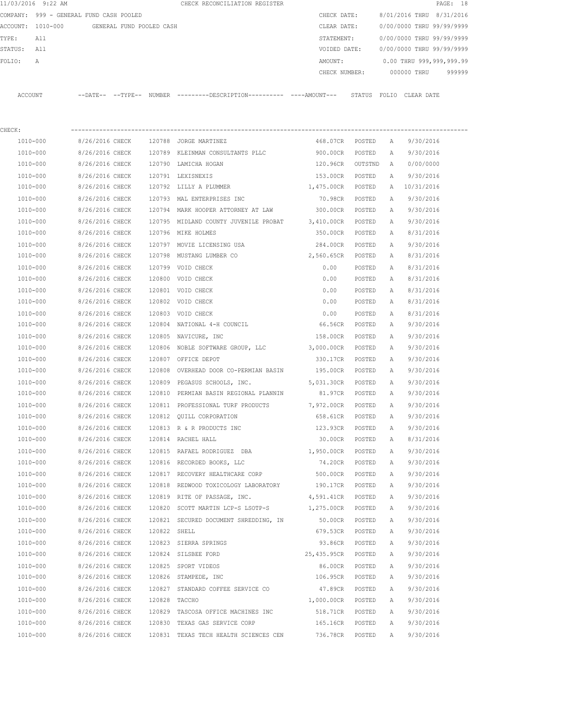11/03/2016 9:22 AM CHECK RECONCILIATION REGISTER

COMPANY: 999 - GENERAL FUND CASH POOLED
ACCOUNT: 1010-000 GENERAL FUND POOLED CASH
TYPE: All
STATUS: All
FOLIO: A

CHECK DATE: 8/01/2016 THRU 8/31/2016
CLEAR DATE: 0/00/0000 THRU 99/99/9999
STATEMENT: 0/00/0000 THRU 99/99/9999
VOIDED DATE: 0/00/0000 THRU 99/99/9999
AMOUNT: 0.00 THRU 999,999,999.99
CHECK NUMBER: 000000 THRU 999999

CHECK:

| ACCOUNT | --DATE-- | --TYPE-- | NUMBER | ---------DESCRIPTION---------- | ----AMOUNT--- | STATUS | FOLIO | CLEAR DATE |
|---|---|---|---|---|---|---|---|---|
| 1010-000 | 8/26/2016 | CHECK | 120788 | JORGE MARTINEZ | 468.07CR | POSTED | A | 9/30/2016 |
| 1010-000 | 8/26/2016 | CHECK | 120789 | KLEINMAN CONSULTANTS PLLC | 900.00CR | POSTED | A | 9/30/2016 |
| 1010-000 | 8/26/2016 | CHECK | 120790 | LAMICHA HOGAN | 120.96CR | OUTSTND | A | 0/00/0000 |
| 1010-000 | 8/26/2016 | CHECK | 120791 | LEXISNEXIS | 153.00CR | POSTED | A | 9/30/2016 |
| 1010-000 | 8/26/2016 | CHECK | 120792 | LILLY A PLUMMER | 1,475.00CR | POSTED | A | 10/31/2016 |
| 1010-000 | 8/26/2016 | CHECK | 120793 | MAL ENTERPRISES INC | 70.98CR | POSTED | A | 9/30/2016 |
| 1010-000 | 8/26/2016 | CHECK | 120794 | MARK HOOPER ATTORNEY AT LAW | 300.00CR | POSTED | A | 9/30/2016 |
| 1010-000 | 8/26/2016 | CHECK | 120795 | MIDLAND COUNTY JUVENILE PROBAT | 3,410.00CR | POSTED | A | 9/30/2016 |
| 1010-000 | 8/26/2016 | CHECK | 120796 | MIKE HOLMES | 350.00CR | POSTED | A | 8/31/2016 |
| 1010-000 | 8/26/2016 | CHECK | 120797 | MOVIE LICENSING USA | 284.00CR | POSTED | A | 9/30/2016 |
| 1010-000 | 8/26/2016 | CHECK | 120798 | MUSTANG LUMBER CO | 2,560.65CR | POSTED | A | 8/31/2016 |
| 1010-000 | 8/26/2016 | CHECK | 120799 | VOID CHECK | 0.00 | POSTED | A | 8/31/2016 |
| 1010-000 | 8/26/2016 | CHECK | 120800 | VOID CHECK | 0.00 | POSTED | A | 8/31/2016 |
| 1010-000 | 8/26/2016 | CHECK | 120801 | VOID CHECK | 0.00 | POSTED | A | 8/31/2016 |
| 1010-000 | 8/26/2016 | CHECK | 120802 | VOID CHECK | 0.00 | POSTED | A | 8/31/2016 |
| 1010-000 | 8/26/2016 | CHECK | 120803 | VOID CHECK | 0.00 | POSTED | A | 8/31/2016 |
| 1010-000 | 8/26/2016 | CHECK | 120804 | NATIONAL 4-H COUNCIL | 66.56CR | POSTED | A | 9/30/2016 |
| 1010-000 | 8/26/2016 | CHECK | 120805 | NAVICURE, INC | 158.00CR | POSTED | A | 9/30/2016 |
| 1010-000 | 8/26/2016 | CHECK | 120806 | NOBLE SOFTWARE GROUP, LLC | 3,000.00CR | POSTED | A | 9/30/2016 |
| 1010-000 | 8/26/2016 | CHECK | 120807 | OFFICE DEPOT | 330.17CR | POSTED | A | 9/30/2016 |
| 1010-000 | 8/26/2016 | CHECK | 120808 | OVERHEAD DOOR CO-PERMIAN BASIN | 195.00CR | POSTED | A | 9/30/2016 |
| 1010-000 | 8/26/2016 | CHECK | 120809 | PEGASUS SCHOOLS, INC. | 5,031.30CR | POSTED | A | 9/30/2016 |
| 1010-000 | 8/26/2016 | CHECK | 120810 | PERMIAN BASIN REGIONAL PLANNIN | 81.97CR | POSTED | A | 9/30/2016 |
| 1010-000 | 8/26/2016 | CHECK | 120811 | PROFESSIONAL TURF PRODUCTS | 7,972.00CR | POSTED | A | 9/30/2016 |
| 1010-000 | 8/26/2016 | CHECK | 120812 | QUILL CORPORATION | 658.61CR | POSTED | A | 9/30/2016 |
| 1010-000 | 8/26/2016 | CHECK | 120813 | R & R PRODUCTS INC | 123.93CR | POSTED | A | 9/30/2016 |
| 1010-000 | 8/26/2016 | CHECK | 120814 | RACHEL HALL | 30.00CR | POSTED | A | 8/31/2016 |
| 1010-000 | 8/26/2016 | CHECK | 120815 | RAFAEL RODRIGUEZ DBA | 1,950.00CR | POSTED | A | 9/30/2016 |
| 1010-000 | 8/26/2016 | CHECK | 120816 | RECORDED BOOKS, LLC | 74.20CR | POSTED | A | 9/30/2016 |
| 1010-000 | 8/26/2016 | CHECK | 120817 | RECOVERY HEALTHCARE CORP | 500.00CR | POSTED | A | 9/30/2016 |
| 1010-000 | 8/26/2016 | CHECK | 120818 | REDWOOD TOXICOLOGY LABORATORY | 190.17CR | POSTED | A | 9/30/2016 |
| 1010-000 | 8/26/2016 | CHECK | 120819 | RITE OF PASSAGE, INC. | 4,591.41CR | POSTED | A | 9/30/2016 |
| 1010-000 | 8/26/2016 | CHECK | 120820 | SCOTT MARTIN LCP-S LSOTP-S | 1,275.00CR | POSTED | A | 9/30/2016 |
| 1010-000 | 8/26/2016 | CHECK | 120821 | SECURED DOCUMENT SHREDDING, IN | 50.00CR | POSTED | A | 9/30/2016 |
| 1010-000 | 8/26/2016 | CHECK | 120822 | SHELL | 679.53CR | POSTED | A | 9/30/2016 |
| 1010-000 | 8/26/2016 | CHECK | 120823 | SIERRA SPRINGS | 93.86CR | POSTED | A | 9/30/2016 |
| 1010-000 | 8/26/2016 | CHECK | 120824 | SILSBEE FORD | 25,435.95CR | POSTED | A | 9/30/2016 |
| 1010-000 | 8/26/2016 | CHECK | 120825 | SPORT VIDEOS | 86.00CR | POSTED | A | 9/30/2016 |
| 1010-000 | 8/26/2016 | CHECK | 120826 | STAMPEDE, INC | 106.95CR | POSTED | A | 9/30/2016 |
| 1010-000 | 8/26/2016 | CHECK | 120827 | STANDARD COFFEE SERVICE CO | 47.89CR | POSTED | A | 9/30/2016 |
| 1010-000 | 8/26/2016 | CHECK | 120828 | TACCHO | 1,000.00CR | POSTED | A | 9/30/2016 |
| 1010-000 | 8/26/2016 | CHECK | 120829 | TASCOSA OFFICE MACHINES INC | 518.71CR | POSTED | A | 9/30/2016 |
| 1010-000 | 8/26/2016 | CHECK | 120830 | TEXAS GAS SERVICE CORP | 165.16CR | POSTED | A | 9/30/2016 |
| 1010-000 | 8/26/2016 | CHECK | 120831 | TEXAS TECH HEALTH SCIENCES CEN | 736.78CR | POSTED | A | 9/30/2016 |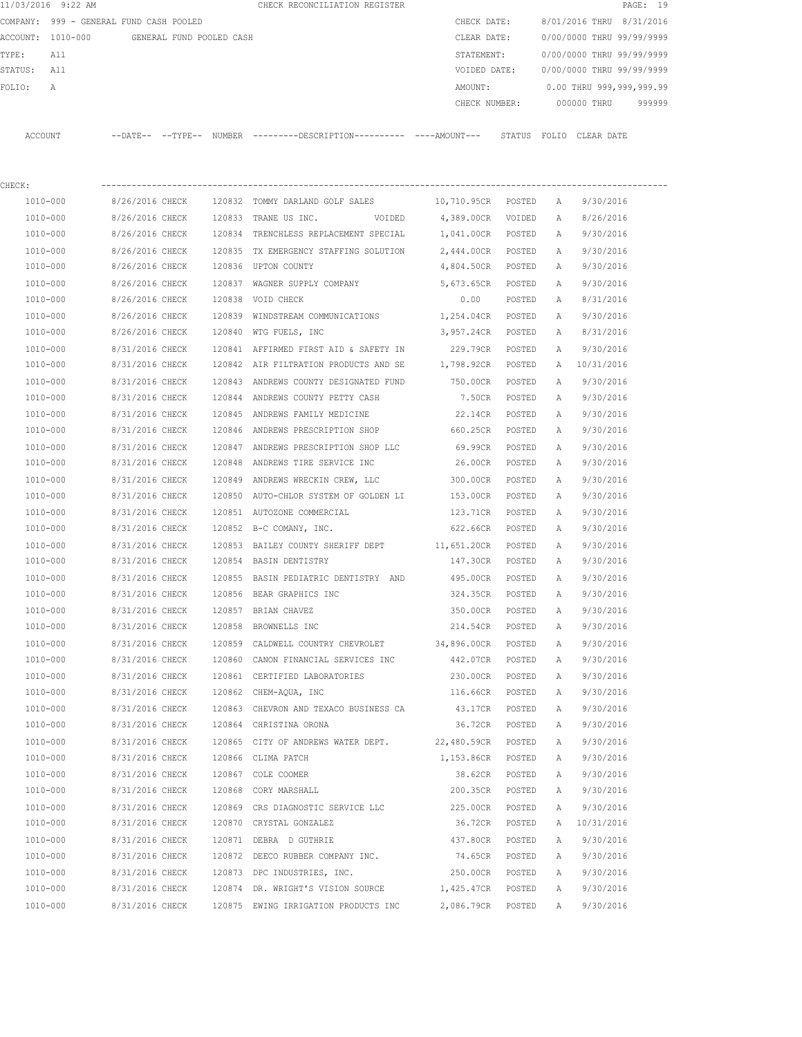11/03/2016 9:22 AM CHECK RECONCILIATION REGISTER

COMPANY: 999 - GENERAL FUND CASH POOLED
ACCOUNT: 1010-000 GENERAL FUND POOLED CASH
TYPE: All
STATUS: All
FOLIO: A

CHECK DATE: 8/01/2016 THRU 8/31/2016
CLEAR DATE: 0/00/0000 THRU 99/99/9999
STATEMENT: 0/00/0000 THRU 99/99/9999
VOIDED DATE: 0/00/0000 THRU 99/99/9999
AMOUNT: 0.00 THRU 999,999,999.99
CHECK NUMBER: 000000 THRU 999999

CHECK:

| ACCOUNT | --DATE-- | --TYPE-- | NUMBER | ---------DESCRIPTION---------- | ----AMOUNT--- | STATUS | FOLIO | CLEAR DATE |
|---|---|---|---|---|---|---|---|---|
| 1010-000 | 8/26/2016 | CHECK | 120832 | TOMMY DARLAND GOLF SALES | 10,710.95CR | POSTED | A | 9/30/2016 |
| 1010-000 | 8/26/2016 | CHECK | 120833 | TRANE US INC. VOIDED | 4,389.00CR | VOIDED | A | 8/26/2016 |
| 1010-000 | 8/26/2016 | CHECK | 120834 | TRENCHLESS REPLACEMENT SPECIAL | 1,041.00CR | POSTED | A | 9/30/2016 |
| 1010-000 | 8/26/2016 | CHECK | 120835 | TX EMERGENCY STAFFING SOLUTION | 2,444.00CR | POSTED | A | 9/30/2016 |
| 1010-000 | 8/26/2016 | CHECK | 120836 | UPTON COUNTY | 4,804.50CR | POSTED | A | 9/30/2016 |
| 1010-000 | 8/26/2016 | CHECK | 120837 | WAGNER SUPPLY COMPANY | 5,673.65CR | POSTED | A | 9/30/2016 |
| 1010-000 | 8/26/2016 | CHECK | 120838 | VOID CHECK | 0.00 | POSTED | A | 8/31/2016 |
| 1010-000 | 8/26/2016 | CHECK | 120839 | WINDSTREAM COMMUNICATIONS | 1,254.04CR | POSTED | A | 9/30/2016 |
| 1010-000 | 8/26/2016 | CHECK | 120840 | WTG FUELS, INC | 3,957.24CR | POSTED | A | 8/31/2016 |
| 1010-000 | 8/31/2016 | CHECK | 120841 | AFFIRMED FIRST AID & SAFETY IN | 229.79CR | POSTED | A | 9/30/2016 |
| 1010-000 | 8/31/2016 | CHECK | 120842 | AIR FILTRATION PRODUCTS AND SE | 1,798.92CR | POSTED | A | 10/31/2016 |
| 1010-000 | 8/31/2016 | CHECK | 120843 | ANDREWS COUNTY DESIGNATED FUND | 750.00CR | POSTED | A | 9/30/2016 |
| 1010-000 | 8/31/2016 | CHECK | 120844 | ANDREWS COUNTY PETTY CASH | 7.50CR | POSTED | A | 9/30/2016 |
| 1010-000 | 8/31/2016 | CHECK | 120845 | ANDREWS FAMILY MEDICINE | 22.14CR | POSTED | A | 9/30/2016 |
| 1010-000 | 8/31/2016 | CHECK | 120846 | ANDREWS PRESCRIPTION SHOP | 660.25CR | POSTED | A | 9/30/2016 |
| 1010-000 | 8/31/2016 | CHECK | 120847 | ANDREWS PRESCRIPTION SHOP LLC | 69.99CR | POSTED | A | 9/30/2016 |
| 1010-000 | 8/31/2016 | CHECK | 120848 | ANDREWS TIRE SERVICE INC | 26.00CR | POSTED | A | 9/30/2016 |
| 1010-000 | 8/31/2016 | CHECK | 120849 | ANDREWS WRECKIN CREW, LLC | 300.00CR | POSTED | A | 9/30/2016 |
| 1010-000 | 8/31/2016 | CHECK | 120850 | AUTO-CHLOR SYSTEM OF GOLDEN LI | 153.00CR | POSTED | A | 9/30/2016 |
| 1010-000 | 8/31/2016 | CHECK | 120851 | AUTOZONE COMMERCIAL | 123.71CR | POSTED | A | 9/30/2016 |
| 1010-000 | 8/31/2016 | CHECK | 120852 | B-C COMANY, INC. | 622.66CR | POSTED | A | 9/30/2016 |
| 1010-000 | 8/31/2016 | CHECK | 120853 | BAILEY COUNTY SHERIFF DEPT | 11,651.20CR | POSTED | A | 9/30/2016 |
| 1010-000 | 8/31/2016 | CHECK | 120854 | BASIN DENTISTRY | 147.30CR | POSTED | A | 9/30/2016 |
| 1010-000 | 8/31/2016 | CHECK | 120855 | BASIN PEDIATRIC DENTISTRY AND | 495.00CR | POSTED | A | 9/30/2016 |
| 1010-000 | 8/31/2016 | CHECK | 120856 | BEAR GRAPHICS INC | 324.35CR | POSTED | A | 9/30/2016 |
| 1010-000 | 8/31/2016 | CHECK | 120857 | BRIAN CHAVEZ | 350.00CR | POSTED | A | 9/30/2016 |
| 1010-000 | 8/31/2016 | CHECK | 120858 | BROWNELLS INC | 214.54CR | POSTED | A | 9/30/2016 |
| 1010-000 | 8/31/2016 | CHECK | 120859 | CALDWELL COUNTRY CHEVROLET | 34,896.00CR | POSTED | A | 9/30/2016 |
| 1010-000 | 8/31/2016 | CHECK | 120860 | CANON FINANCIAL SERVICES INC | 442.07CR | POSTED | A | 9/30/2016 |
| 1010-000 | 8/31/2016 | CHECK | 120861 | CERTIFIED LABORATORIES | 230.00CR | POSTED | A | 9/30/2016 |
| 1010-000 | 8/31/2016 | CHECK | 120862 | CHEM-AQUA, INC | 116.66CR | POSTED | A | 9/30/2016 |
| 1010-000 | 8/31/2016 | CHECK | 120863 | CHEVRON AND TEXACO BUSINESS CA | 43.17CR | POSTED | A | 9/30/2016 |
| 1010-000 | 8/31/2016 | CHECK | 120864 | CHRISTINA ORONA | 36.72CR | POSTED | A | 9/30/2016 |
| 1010-000 | 8/31/2016 | CHECK | 120865 | CITY OF ANDREWS WATER DEPT. | 22,480.59CR | POSTED | A | 9/30/2016 |
| 1010-000 | 8/31/2016 | CHECK | 120866 | CLIMA PATCH | 1,153.86CR | POSTED | A | 9/30/2016 |
| 1010-000 | 8/31/2016 | CHECK | 120867 | COLE COOMER | 38.62CR | POSTED | A | 9/30/2016 |
| 1010-000 | 8/31/2016 | CHECK | 120868 | CORY MARSHALL | 200.35CR | POSTED | A | 9/30/2016 |
| 1010-000 | 8/31/2016 | CHECK | 120869 | CRS DIAGNOSTIC SERVICE LLC | 225.00CR | POSTED | A | 9/30/2016 |
| 1010-000 | 8/31/2016 | CHECK | 120870 | CRYSTAL GONZALEZ | 36.72CR | POSTED | A | 10/31/2016 |
| 1010-000 | 8/31/2016 | CHECK | 120871 | DEBRA D GUTHRIE | 437.80CR | POSTED | A | 9/30/2016 |
| 1010-000 | 8/31/2016 | CHECK | 120872 | DEECO RUBBER COMPANY INC. | 74.65CR | POSTED | A | 9/30/2016 |
| 1010-000 | 8/31/2016 | CHECK | 120873 | DPC INDUSTRIES, INC. | 250.00CR | POSTED | A | 9/30/2016 |
| 1010-000 | 8/31/2016 | CHECK | 120874 | DR. WRIGHT'S VISION SOURCE | 1,425.47CR | POSTED | A | 9/30/2016 |
| 1010-000 | 8/31/2016 | CHECK | 120875 | EWING IRRIGATION PRODUCTS INC | 2,086.79CR | POSTED | A | 9/30/2016 |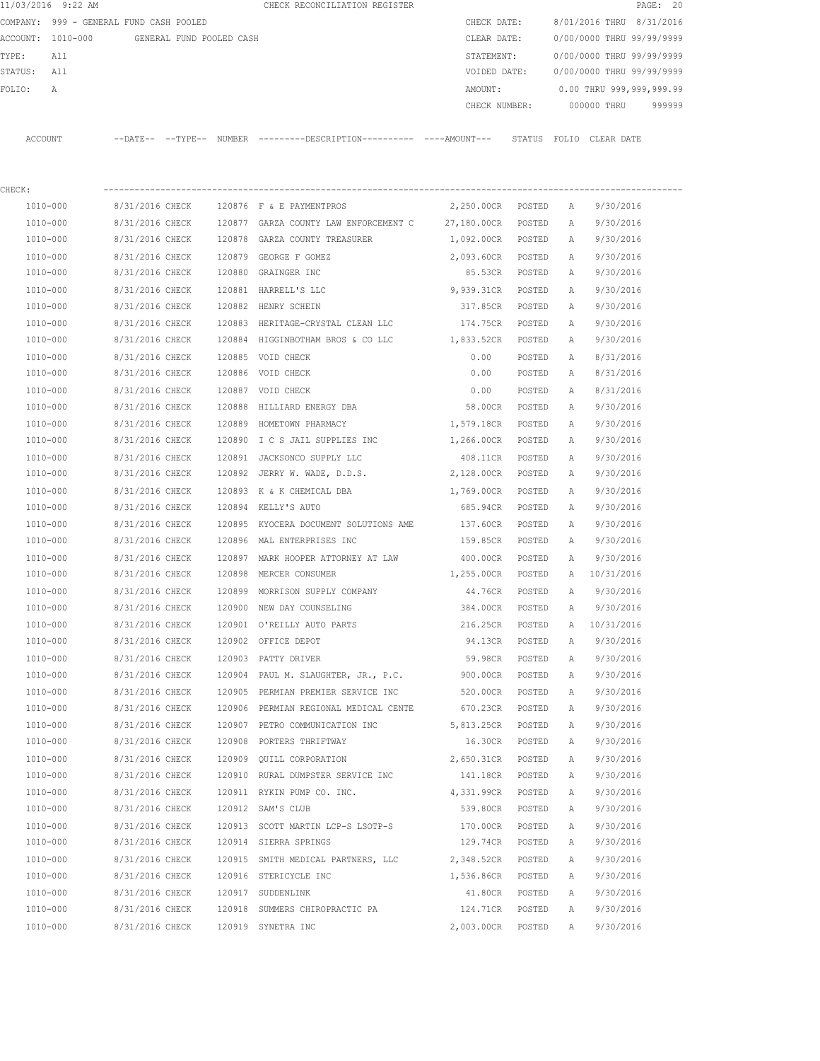11/03/2016 9:22 AM CHECK RECONCILIATION REGISTER

COMPANY: 999 - GENERAL FUND CASH POOLED
ACCOUNT: 1010-000 GENERAL FUND POOLED CASH
TYPE: All
STATUS: All
FOLIO: A

CHECK DATE: 8/01/2016 THRU 8/31/2016
CLEAR DATE: 0/00/0000 THRU 99/99/9999
STATEMENT: 0/00/0000 THRU 99/99/9999
VOIDED DATE: 0/00/0000 THRU 99/99/9999
AMOUNT: 0.00 THRU 999,999,999.99
CHECK NUMBER: 000000 THRU 999999

CHECK:

| ACCOUNT | --DATE-- | --TYPE-- | NUMBER | ---------DESCRIPTION---------- | ----AMOUNT--- | STATUS | FOLIO | CLEAR DATE |
|---|---|---|---|---|---|---|---|---|
| 1010-000 | 8/31/2016 | CHECK | 120876 | F & E PAYMENTPROS | 2,250.00CR | POSTED | A | 9/30/2016 |
| 1010-000 | 8/31/2016 | CHECK | 120877 | GARZA COUNTY LAW ENFORCEMENT C | 27,180.00CR | POSTED | A | 9/30/2016 |
| 1010-000 | 8/31/2016 | CHECK | 120878 | GARZA COUNTY TREASURER | 1,092.00CR | POSTED | A | 9/30/2016 |
| 1010-000 | 8/31/2016 | CHECK | 120879 | GEORGE F GOMEZ | 2,093.60CR | POSTED | A | 9/30/2016 |
| 1010-000 | 8/31/2016 | CHECK | 120880 | GRAINGER INC | 85.53CR | POSTED | A | 9/30/2016 |
| 1010-000 | 8/31/2016 | CHECK | 120881 | HARRELL'S LLC | 9,939.31CR | POSTED | A | 9/30/2016 |
| 1010-000 | 8/31/2016 | CHECK | 120882 | HENRY SCHEIN | 317.85CR | POSTED | A | 9/30/2016 |
| 1010-000 | 8/31/2016 | CHECK | 120883 | HERITAGE-CRYSTAL CLEAN LLC | 174.75CR | POSTED | A | 9/30/2016 |
| 1010-000 | 8/31/2016 | CHECK | 120884 | HIGGINBOTHAM BROS & CO LLC | 1,833.52CR | POSTED | A | 9/30/2016 |
| 1010-000 | 8/31/2016 | CHECK | 120885 | VOID CHECK | 0.00 | POSTED | A | 8/31/2016 |
| 1010-000 | 8/31/2016 | CHECK | 120886 | VOID CHECK | 0.00 | POSTED | A | 8/31/2016 |
| 1010-000 | 8/31/2016 | CHECK | 120887 | VOID CHECK | 0.00 | POSTED | A | 8/31/2016 |
| 1010-000 | 8/31/2016 | CHECK | 120888 | HILLIARD ENERGY DBA | 58.00CR | POSTED | A | 9/30/2016 |
| 1010-000 | 8/31/2016 | CHECK | 120889 | HOMETOWN PHARMACY | 1,579.18CR | POSTED | A | 9/30/2016 |
| 1010-000 | 8/31/2016 | CHECK | 120890 | I C S JAIL SUPPLIES INC | 1,266.00CR | POSTED | A | 9/30/2016 |
| 1010-000 | 8/31/2016 | CHECK | 120891 | JACKSONCO SUPPLY LLC | 408.11CR | POSTED | A | 9/30/2016 |
| 1010-000 | 8/31/2016 | CHECK | 120892 | JERRY W. WADE, D.D.S. | 2,128.00CR | POSTED | A | 9/30/2016 |
| 1010-000 | 8/31/2016 | CHECK | 120893 | K & K CHEMICAL DBA | 1,769.00CR | POSTED | A | 9/30/2016 |
| 1010-000 | 8/31/2016 | CHECK | 120894 | KELLY'S AUTO | 685.94CR | POSTED | A | 9/30/2016 |
| 1010-000 | 8/31/2016 | CHECK | 120895 | KYOCERA DOCUMENT SOLUTIONS AME | 137.60CR | POSTED | A | 9/30/2016 |
| 1010-000 | 8/31/2016 | CHECK | 120896 | MAL ENTERPRISES INC | 159.85CR | POSTED | A | 9/30/2016 |
| 1010-000 | 8/31/2016 | CHECK | 120897 | MARK HOOPER ATTORNEY AT LAW | 400.00CR | POSTED | A | 9/30/2016 |
| 1010-000 | 8/31/2016 | CHECK | 120898 | MERCER CONSUMER | 1,255.00CR | POSTED | A | 10/31/2016 |
| 1010-000 | 8/31/2016 | CHECK | 120899 | MORRISON SUPPLY COMPANY | 44.76CR | POSTED | A | 9/30/2016 |
| 1010-000 | 8/31/2016 | CHECK | 120900 | NEW DAY COUNSELING | 384.00CR | POSTED | A | 9/30/2016 |
| 1010-000 | 8/31/2016 | CHECK | 120901 | O'REILLY AUTO PARTS | 216.25CR | POSTED | A | 10/31/2016 |
| 1010-000 | 8/31/2016 | CHECK | 120902 | OFFICE DEPOT | 94.13CR | POSTED | A | 9/30/2016 |
| 1010-000 | 8/31/2016 | CHECK | 120903 | PATTY DRIVER | 59.98CR | POSTED | A | 9/30/2016 |
| 1010-000 | 8/31/2016 | CHECK | 120904 | PAUL M. SLAUGHTER, JR., P.C. | 900.00CR | POSTED | A | 9/30/2016 |
| 1010-000 | 8/31/2016 | CHECK | 120905 | PERMIAN PREMIER SERVICE INC | 520.00CR | POSTED | A | 9/30/2016 |
| 1010-000 | 8/31/2016 | CHECK | 120906 | PERMIAN REGIONAL MEDICAL CENTE | 670.23CR | POSTED | A | 9/30/2016 |
| 1010-000 | 8/31/2016 | CHECK | 120907 | PETRO COMMUNICATION INC | 5,813.25CR | POSTED | A | 9/30/2016 |
| 1010-000 | 8/31/2016 | CHECK | 120908 | PORTERS THRIFTWAY | 16.30CR | POSTED | A | 9/30/2016 |
| 1010-000 | 8/31/2016 | CHECK | 120909 | QUILL CORPORATION | 2,650.31CR | POSTED | A | 9/30/2016 |
| 1010-000 | 8/31/2016 | CHECK | 120910 | RURAL DUMPSTER SERVICE INC | 141.18CR | POSTED | A | 9/30/2016 |
| 1010-000 | 8/31/2016 | CHECK | 120911 | RYKIN PUMP CO. INC. | 4,331.99CR | POSTED | A | 9/30/2016 |
| 1010-000 | 8/31/2016 | CHECK | 120912 | SAM'S CLUB | 539.80CR | POSTED | A | 9/30/2016 |
| 1010-000 | 8/31/2016 | CHECK | 120913 | SCOTT MARTIN LCP-S LSOTP-S | 170.00CR | POSTED | A | 9/30/2016 |
| 1010-000 | 8/31/2016 | CHECK | 120914 | SIERRA SPRINGS | 129.74CR | POSTED | A | 9/30/2016 |
| 1010-000 | 8/31/2016 | CHECK | 120915 | SMITH MEDICAL PARTNERS, LLC | 2,348.52CR | POSTED | A | 9/30/2016 |
| 1010-000 | 8/31/2016 | CHECK | 120916 | STERICYCLE INC | 1,536.86CR | POSTED | A | 9/30/2016 |
| 1010-000 | 8/31/2016 | CHECK | 120917 | SUDDENLINK | 41.80CR | POSTED | A | 9/30/2016 |
| 1010-000 | 8/31/2016 | CHECK | 120918 | SUMMERS CHIROPRACTIC PA | 124.71CR | POSTED | A | 9/30/2016 |
| 1010-000 | 8/31/2016 | CHECK | 120919 | SYNETRA INC | 2,003.00CR | POSTED | A | 9/30/2016 |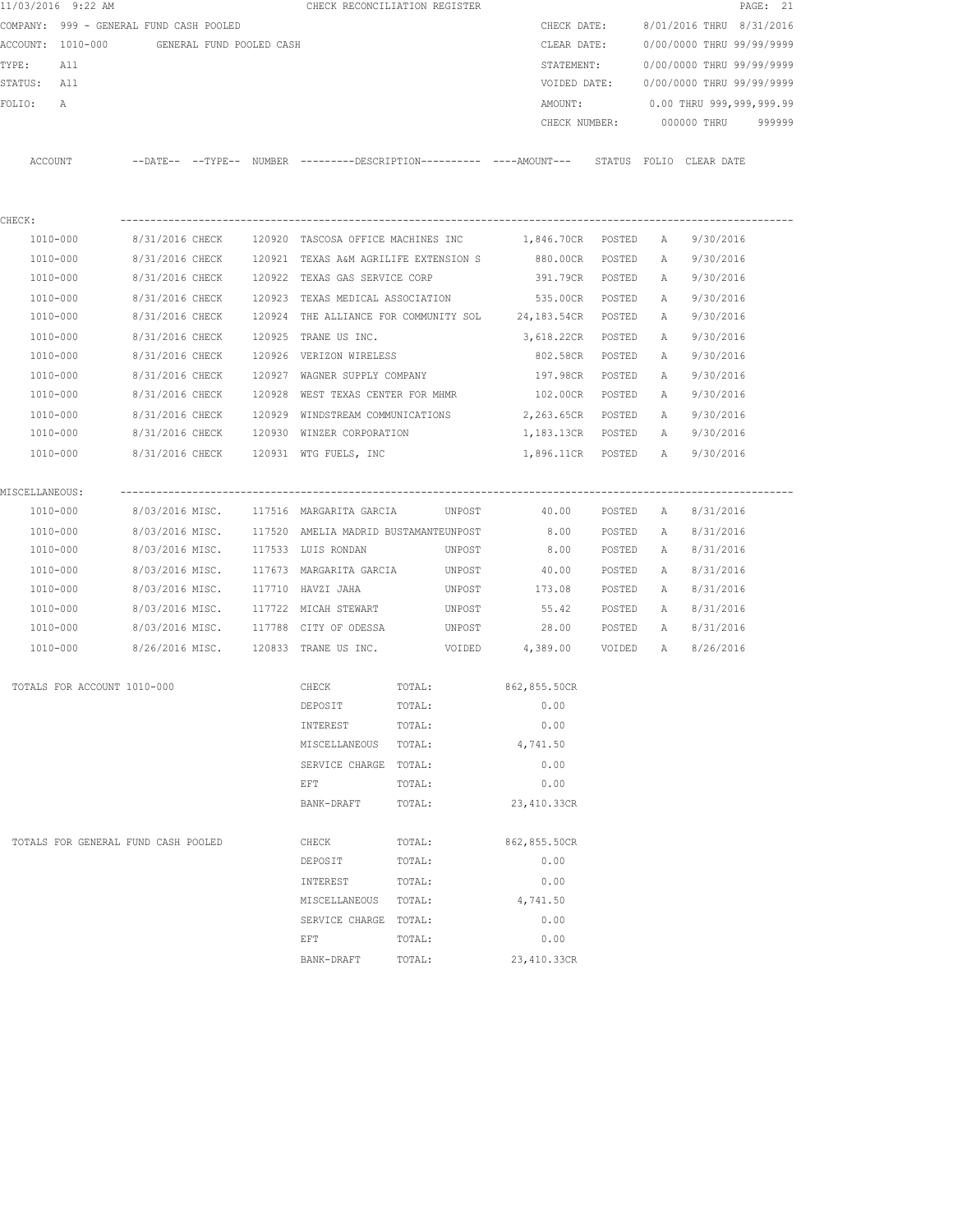11/03/2016 9:22 AM CHECK RECONCILIATION REGISTER

COMPANY: 999 - GENERAL FUND CASH POOLED

ACCOUNT: 1010-000 GENERAL FUND POOLED CASH

TYPE: All

STATUS: All

FOLIO: A

CHECK DATE: 8/01/2016 THRU 8/31/2016

CLEAR DATE: 0/00/0000 THRU 99/99/9999

STATEMENT: 0/00/0000 THRU 99/99/9999

VOIDED DATE: 0/00/0000 THRU 99/99/9999

AMOUNT: 0.00 THRU 999,999,999.99

CHECK NUMBER: 000000 THRU 999999

| ACCOUNT | --DATE-- | --TYPE-- | NUMBER | ---------DESCRIPTION---------- | | ----AMOUNT--- | STATUS | FOLIO | CLEAR DATE |
|---|---|---|---|---|---|---|---|---|---|
| CHECK: | | | | | | | | | |
| 1010-000 | 8/31/2016 | CHECK | 120920 | TASCOSA OFFICE MACHINES INC | | 1,846.70CR | POSTED | A | 9/30/2016 |
| 1010-000 | 8/31/2016 | CHECK | 120921 | TEXAS A&M AGRILIFE EXTENSION S | | 880.00CR | POSTED | A | 9/30/2016 |
| 1010-000 | 8/31/2016 | CHECK | 120922 | TEXAS GAS SERVICE CORP | | 391.79CR | POSTED | A | 9/30/2016 |
| 1010-000 | 8/31/2016 | CHECK | 120923 | TEXAS MEDICAL ASSOCIATION | | 535.00CR | POSTED | A | 9/30/2016 |
| 1010-000 | 8/31/2016 | CHECK | 120924 | THE ALLIANCE FOR COMMUNITY SOL | | 24,183.54CR | POSTED | A | 9/30/2016 |
| 1010-000 | 8/31/2016 | CHECK | 120925 | TRANE US INC. | | 3,618.22CR | POSTED | A | 9/30/2016 |
| 1010-000 | 8/31/2016 | CHECK | 120926 | VERIZON WIRELESS | | 802.58CR | POSTED | A | 9/30/2016 |
| 1010-000 | 8/31/2016 | CHECK | 120927 | WAGNER SUPPLY COMPANY | | 197.98CR | POSTED | A | 9/30/2016 |
| 1010-000 | 8/31/2016 | CHECK | 120928 | WEST TEXAS CENTER FOR MHMR | | 102.00CR | POSTED | A | 9/30/2016 |
| 1010-000 | 8/31/2016 | CHECK | 120929 | WINDSTREAM COMMUNICATIONS | | 2,263.65CR | POSTED | A | 9/30/2016 |
| 1010-000 | 8/31/2016 | CHECK | 120930 | WINZER CORPORATION | | 1,183.13CR | POSTED | A | 9/30/2016 |
| 1010-000 | 8/31/2016 | CHECK | 120931 | WTG FUELS, INC | | 1,896.11CR | POSTED | A | 9/30/2016 |
| MISCELLANEOUS: | | | | | | | | | |
| 1010-000 | 8/03/2016 | MISC. | 117516 | MARGARITA GARCIA | UNPOST | 40.00 | POSTED | A | 8/31/2016 |
| 1010-000 | 8/03/2016 | MISC. | 117520 | AMELIA MADRID BUSTAMANTE | UNPOST | 8.00 | POSTED | A | 8/31/2016 |
| 1010-000 | 8/03/2016 | MISC. | 117533 | LUIS RONDAN | UNPOST | 8.00 | POSTED | A | 8/31/2016 |
| 1010-000 | 8/03/2016 | MISC. | 117673 | MARGARITA GARCIA | UNPOST | 40.00 | POSTED | A | 8/31/2016 |
| 1010-000 | 8/03/2016 | MISC. | 117710 | HAVZI JAHA | UNPOST | 173.08 | POSTED | A | 8/31/2016 |
| 1010-000 | 8/03/2016 | MISC. | 117722 | MICAH STEWART | UNPOST | 55.42 | POSTED | A | 8/31/2016 |
| 1010-000 | 8/03/2016 | MISC. | 117788 | CITY OF ODESSA | UNPOST | 28.00 | POSTED | A | 8/31/2016 |
| 1010-000 | 8/26/2016 | MISC. | 120833 | TRANE US INC. | VOIDED | 4,389.00 | VOIDED | A | 8/26/2016 |

| | | | |
|---|---|---|---|
| TOTALS FOR ACCOUNT 1010-000 | CHECK | TOTAL: | 862,855.50CR |
| | DEPOSIT | TOTAL: | 0.00 |
| | INTEREST | TOTAL: | 0.00 |
| | MISCELLANEOUS | TOTAL: | 4,741.50 |
| | SERVICE CHARGE | TOTAL: | 0.00 |
| | EFT | TOTAL: | 0.00 |
| | BANK-DRAFT | TOTAL: | 23,410.33CR |
| TOTALS FOR GENERAL FUND CASH POOLED | CHECK | TOTAL: | 862,855.50CR |
| | DEPOSIT | TOTAL: | 0.00 |
| | INTEREST | TOTAL: | 0.00 |
| | MISCELLANEOUS | TOTAL: | 4,741.50 |
| | SERVICE CHARGE | TOTAL: | 0.00 |
| | EFT | TOTAL: | 0.00 |
| | BANK-DRAFT | TOTAL: | 23,410.33CR |